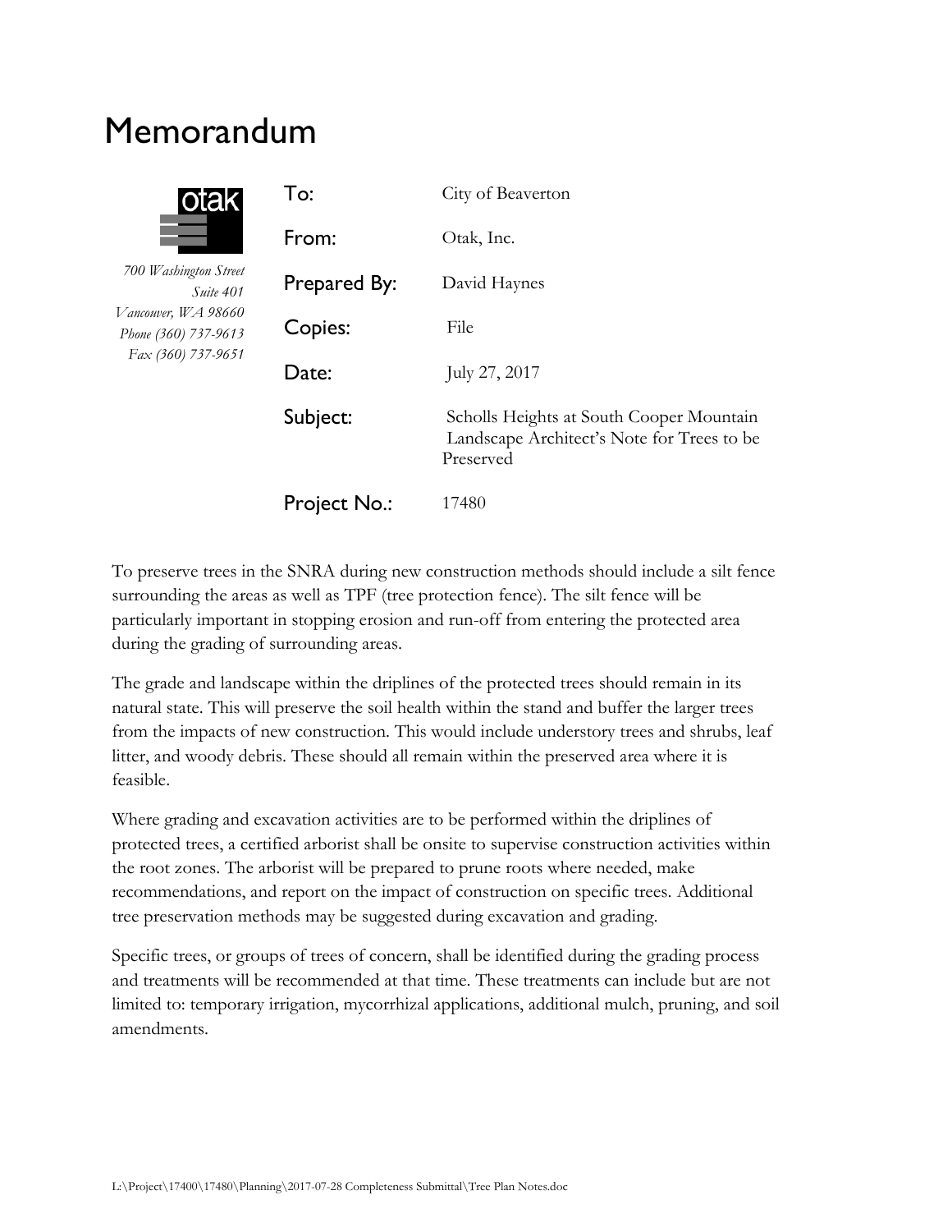# Memorandum

otak

*700 Washington Street*
*Suite 401*
*Vancouver, WA 98660*
*Phone (360) 737-9613*
*Fax (360) 737-9651*

| | |
|---|---|
| To: | City of Beaverton |
| From: | Otak, Inc. |
| Prepared By: | David Haynes |
| Copies: | File |
| Date: | July 27, 2017 |
| Subject: | Scholls Heights at South Cooper Mountain Landscape Architect's Note for Trees to be Preserved |
| Project No.: | 17480 |

To preserve trees in the SNRA during new construction methods should include a silt fence surrounding the areas as well as TPF (tree protection fence). The silt fence will be particularly important in stopping erosion and run-off from entering the protected area during the grading of surrounding areas.

The grade and landscape within the driplines of the protected trees should remain in its natural state. This will preserve the soil health within the stand and buffer the larger trees from the impacts of new construction. This would include understory trees and shrubs, leaf litter, and woody debris. These should all remain within the preserved area where it is feasible.

Where grading and excavation activities are to be performed within the driplines of protected trees, a certified arborist shall be onsite to supervise construction activities within the root zones. The arborist will be prepared to prune roots where needed, make recommendations, and report on the impact of construction on specific trees. Additional tree preservation methods may be suggested during excavation and grading.

Specific trees, or groups of trees of concern, shall be identified during the grading process and treatments will be recommended at that time. These treatments can include but are not limited to: temporary irrigation, mycorrhizal applications, additional mulch, pruning, and soil amendments.

L:\Project\17400\17480\Planning\2017-07-28 Completeness Submittal\Tree Plan Notes.doc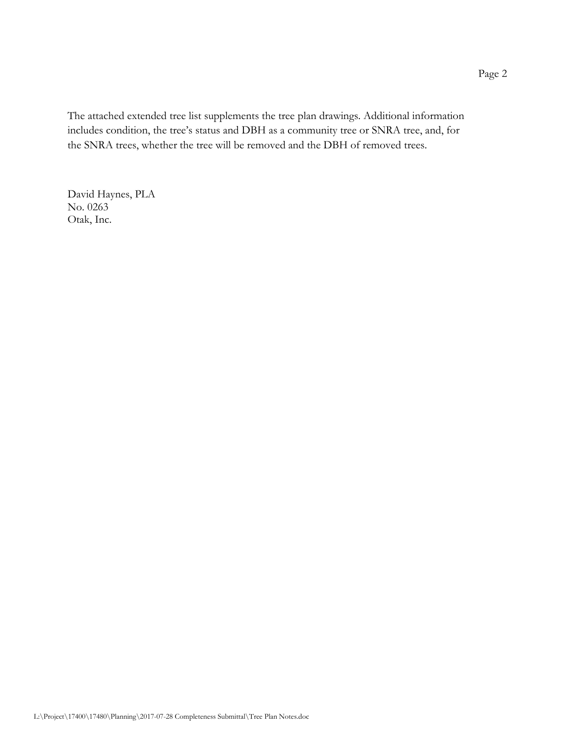The attached extended tree list supplements the tree plan drawings. Additional information includes condition, the tree's status and DBH as a community tree or SNRA tree, and, for the SNRA trees, whether the tree will be removed and the DBH of removed trees.

David Haynes, PLA  
No. 0263  
Otak, Inc.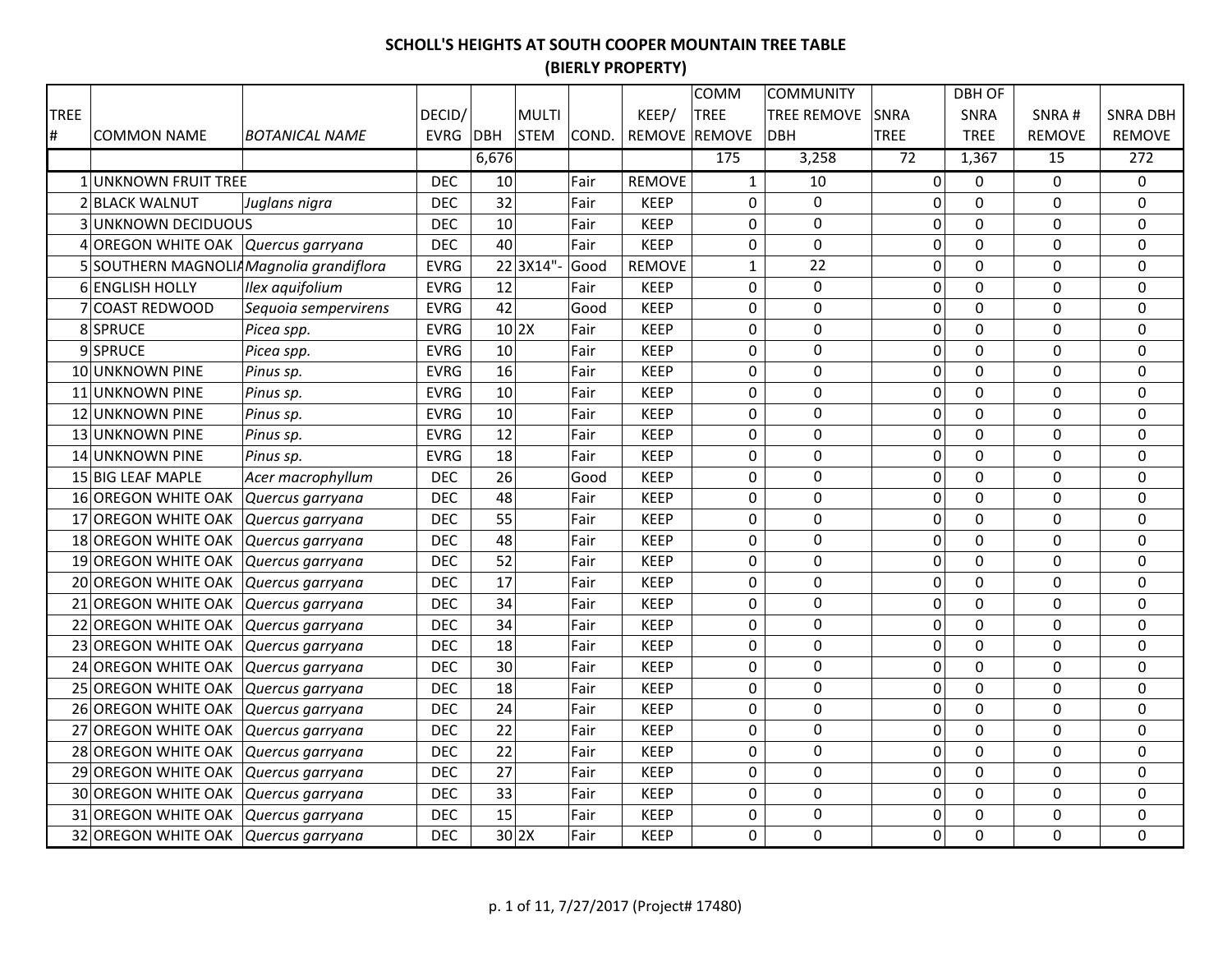## SCHOLL'S HEIGHTS AT SOUTH COOPER MOUNTAIN TREE TABLE
## (BIERLY PROPERTY)

| TREE # | COMMON NAME | BOTANICAL NAME | DECID/ EVRG | DBH | MULTI STEM | COND. | KEEP/ REMOVE | COMM TREE REMOVE | COMMUNITY TREE REMOVE DBH | SNRA TREE | DBH OF SNRA TREE | SNRA # REMOVE | SNRA DBH REMOVE |
|---|---|---|---|---|---|---|---|---|---|---|---|---|---|
| | | | | 6,676 | | | | 175 | 3,258 | 72 | 1,367 | 15 | 272 |
| 1 | UNKNOWN FRUIT TREE | | DEC | 10 | | Fair | REMOVE | 1 | 10 | 0 | 0 | 0 | 0 |
| 2 | BLACK WALNUT | *Juglans nigra* | DEC | 32 | | Fair | KEEP | 0 | 0 | 0 | 0 | 0 | 0 |
| 3 | UNKNOWN DECIDUOUS | | DEC | 10 | | Fair | KEEP | 0 | 0 | 0 | 0 | 0 | 0 |
| 4 | OREGON WHITE OAK | *Quercus garryana* | DEC | 40 | | Fair | KEEP | 0 | 0 | 0 | 0 | 0 | 0 |
| 5 | SOUTHERN MAGNOLIA | *Magnolia grandiflora* | EVRG | 22 | 3X14"- | Good | REMOVE | 1 | 22 | 0 | 0 | 0 | 0 |
| 6 | ENGLISH HOLLY | *Ilex aquifolium* | EVRG | 12 | | Fair | KEEP | 0 | 0 | 0 | 0 | 0 | 0 |
| 7 | COAST REDWOOD | *Sequoia sempervirens* | EVRG | 42 | | Good | KEEP | 0 | 0 | 0 | 0 | 0 | 0 |
| 8 | SPRUCE | *Picea spp.* | EVRG | 10 | 2X | Fair | KEEP | 0 | 0 | 0 | 0 | 0 | 0 |
| 9 | SPRUCE | *Picea spp.* | EVRG | 10 | | Fair | KEEP | 0 | 0 | 0 | 0 | 0 | 0 |
| 10 | UNKNOWN PINE | *Pinus sp.* | EVRG | 16 | | Fair | KEEP | 0 | 0 | 0 | 0 | 0 | 0 |
| 11 | UNKNOWN PINE | *Pinus sp.* | EVRG | 10 | | Fair | KEEP | 0 | 0 | 0 | 0 | 0 | 0 |
| 12 | UNKNOWN PINE | *Pinus sp.* | EVRG | 10 | | Fair | KEEP | 0 | 0 | 0 | 0 | 0 | 0 |
| 13 | UNKNOWN PINE | *Pinus sp.* | EVRG | 12 | | Fair | KEEP | 0 | 0 | 0 | 0 | 0 | 0 |
| 14 | UNKNOWN PINE | *Pinus sp.* | EVRG | 18 | | Fair | KEEP | 0 | 0 | 0 | 0 | 0 | 0 |
| 15 | BIG LEAF MAPLE | *Acer macrophyllum* | DEC | 26 | | Good | KEEP | 0 | 0 | 0 | 0 | 0 | 0 |
| 16 | OREGON WHITE OAK | *Quercus garryana* | DEC | 48 | | Fair | KEEP | 0 | 0 | 0 | 0 | 0 | 0 |
| 17 | OREGON WHITE OAK | *Quercus garryana* | DEC | 55 | | Fair | KEEP | 0 | 0 | 0 | 0 | 0 | 0 |
| 18 | OREGON WHITE OAK | *Quercus garryana* | DEC | 48 | | Fair | KEEP | 0 | 0 | 0 | 0 | 0 | 0 |
| 19 | OREGON WHITE OAK | *Quercus garryana* | DEC | 52 | | Fair | KEEP | 0 | 0 | 0 | 0 | 0 | 0 |
| 20 | OREGON WHITE OAK | *Quercus garryana* | DEC | 17 | | Fair | KEEP | 0 | 0 | 0 | 0 | 0 | 0 |
| 21 | OREGON WHITE OAK | *Quercus garryana* | DEC | 34 | | Fair | KEEP | 0 | 0 | 0 | 0 | 0 | 0 |
| 22 | OREGON WHITE OAK | *Quercus garryana* | DEC | 34 | | Fair | KEEP | 0 | 0 | 0 | 0 | 0 | 0 |
| 23 | OREGON WHITE OAK | *Quercus garryana* | DEC | 18 | | Fair | KEEP | 0 | 0 | 0 | 0 | 0 | 0 |
| 24 | OREGON WHITE OAK | *Quercus garryana* | DEC | 30 | | Fair | KEEP | 0 | 0 | 0 | 0 | 0 | 0 |
| 25 | OREGON WHITE OAK | *Quercus garryana* | DEC | 18 | | Fair | KEEP | 0 | 0 | 0 | 0 | 0 | 0 |
| 26 | OREGON WHITE OAK | *Quercus garryana* | DEC | 24 | | Fair | KEEP | 0 | 0 | 0 | 0 | 0 | 0 |
| 27 | OREGON WHITE OAK | *Quercus garryana* | DEC | 22 | | Fair | KEEP | 0 | 0 | 0 | 0 | 0 | 0 |
| 28 | OREGON WHITE OAK | *Quercus garryana* | DEC | 22 | | Fair | KEEP | 0 | 0 | 0 | 0 | 0 | 0 |
| 29 | OREGON WHITE OAK | *Quercus garryana* | DEC | 27 | | Fair | KEEP | 0 | 0 | 0 | 0 | 0 | 0 |
| 30 | OREGON WHITE OAK | *Quercus garryana* | DEC | 33 | | Fair | KEEP | 0 | 0 | 0 | 0 | 0 | 0 |
| 31 | OREGON WHITE OAK | *Quercus garryana* | DEC | 15 | | Fair | KEEP | 0 | 0 | 0 | 0 | 0 | 0 |
| 32 | OREGON WHITE OAK | *Quercus garryana* | DEC | 30 | 2X | Fair | KEEP | 0 | 0 | 0 | 0 | 0 | 0 |

p. 1 of 11, 7/27/2017 (Project# 17480)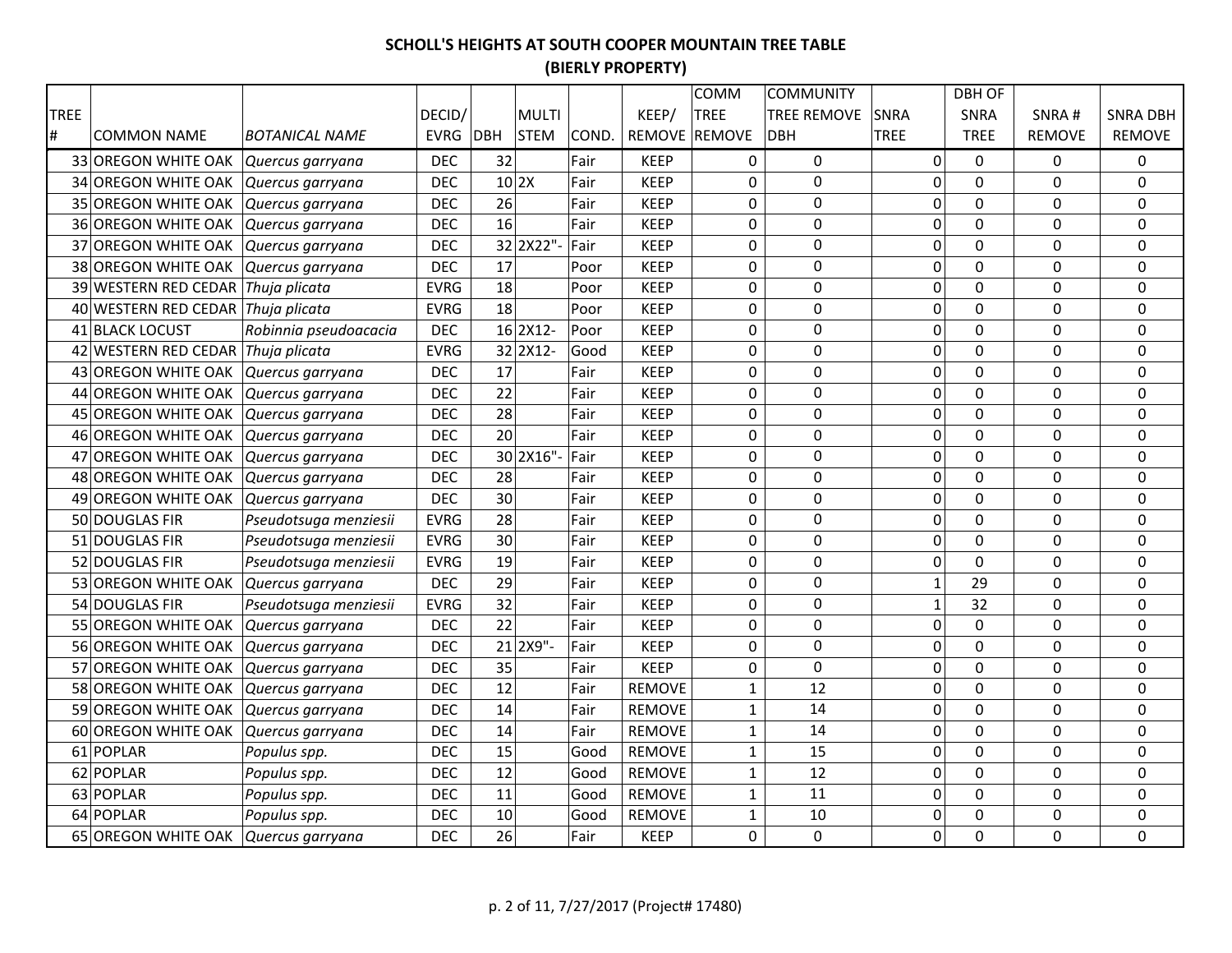# SCHOLL'S HEIGHTS AT SOUTH COOPER MOUNTAIN TREE TABLE
## (BIERLY PROPERTY)

| TREE # | COMMON NAME | BOTANICAL NAME | DECID/ EVRG | DBH | MULTI STEM | COND. | KEEP/ REMOVE | COMM TREE REMOVE | COMMUNITY TREE REMOVE DBH | SNRA TREE | DBH OF SNRA TREE | SNRA # REMOVE | SNRA DBH REMOVE |
|---|---|---|---|---|---|---|---|---|---|---|---|---|---|
| 33 | OREGON WHITE OAK | *Quercus garryana* | DEC | 32 | | Fair | KEEP | 0 | 0 | 0 | 0 | 0 | 0 |
| 34 | OREGON WHITE OAK | *Quercus garryana* | DEC | 10 | 2X | Fair | KEEP | 0 | 0 | 0 | 0 | 0 | 0 |
| 35 | OREGON WHITE OAK | *Quercus garryana* | DEC | 26 | | Fair | KEEP | 0 | 0 | 0 | 0 | 0 | 0 |
| 36 | OREGON WHITE OAK | *Quercus garryana* | DEC | 16 | | Fair | KEEP | 0 | 0 | 0 | 0 | 0 | 0 |
| 37 | OREGON WHITE OAK | *Quercus garryana* | DEC | 32 | 2X22"- | Fair | KEEP | 0 | 0 | 0 | 0 | 0 | 0 |
| 38 | OREGON WHITE OAK | *Quercus garryana* | DEC | 17 | | Poor | KEEP | 0 | 0 | 0 | 0 | 0 | 0 |
| 39 | WESTERN RED CEDAR | *Thuja plicata* | EVRG | 18 | | Poor | KEEP | 0 | 0 | 0 | 0 | 0 | 0 |
| 40 | WESTERN RED CEDAR | *Thuja plicata* | EVRG | 18 | | Poor | KEEP | 0 | 0 | 0 | 0 | 0 | 0 |
| 41 | BLACK LOCUST | *Robinnia pseudoacacia* | DEC | 16 | 2X12- | Poor | KEEP | 0 | 0 | 0 | 0 | 0 | 0 |
| 42 | WESTERN RED CEDAR | *Thuja plicata* | EVRG | 32 | 2X12- | Good | KEEP | 0 | 0 | 0 | 0 | 0 | 0 |
| 43 | OREGON WHITE OAK | *Quercus garryana* | DEC | 17 | | Fair | KEEP | 0 | 0 | 0 | 0 | 0 | 0 |
| 44 | OREGON WHITE OAK | *Quercus garryana* | DEC | 22 | | Fair | KEEP | 0 | 0 | 0 | 0 | 0 | 0 |
| 45 | OREGON WHITE OAK | *Quercus garryana* | DEC | 28 | | Fair | KEEP | 0 | 0 | 0 | 0 | 0 | 0 |
| 46 | OREGON WHITE OAK | *Quercus garryana* | DEC | 20 | | Fair | KEEP | 0 | 0 | 0 | 0 | 0 | 0 |
| 47 | OREGON WHITE OAK | *Quercus garryana* | DEC | 30 | 2X16"- | Fair | KEEP | 0 | 0 | 0 | 0 | 0 | 0 |
| 48 | OREGON WHITE OAK | *Quercus garryana* | DEC | 28 | | Fair | KEEP | 0 | 0 | 0 | 0 | 0 | 0 |
| 49 | OREGON WHITE OAK | *Quercus garryana* | DEC | 30 | | Fair | KEEP | 0 | 0 | 0 | 0 | 0 | 0 |
| 50 | DOUGLAS FIR | *Pseudotsuga menziesii* | EVRG | 28 | | Fair | KEEP | 0 | 0 | 0 | 0 | 0 | 0 |
| 51 | DOUGLAS FIR | *Pseudotsuga menziesii* | EVRG | 30 | | Fair | KEEP | 0 | 0 | 0 | 0 | 0 | 0 |
| 52 | DOUGLAS FIR | *Pseudotsuga menziesii* | EVRG | 19 | | Fair | KEEP | 0 | 0 | 0 | 0 | 0 | 0 |
| 53 | OREGON WHITE OAK | *Quercus garryana* | DEC | 29 | | Fair | KEEP | 0 | 0 | 1 | 29 | 0 | 0 |
| 54 | DOUGLAS FIR | *Pseudotsuga menziesii* | EVRG | 32 | | Fair | KEEP | 0 | 0 | 1 | 32 | 0 | 0 |
| 55 | OREGON WHITE OAK | *Quercus garryana* | DEC | 22 | | Fair | KEEP | 0 | 0 | 0 | 0 | 0 | 0 |
| 56 | OREGON WHITE OAK | *Quercus garryana* | DEC | 21 | 2X9"- | Fair | KEEP | 0 | 0 | 0 | 0 | 0 | 0 |
| 57 | OREGON WHITE OAK | *Quercus garryana* | DEC | 35 | | Fair | KEEP | 0 | 0 | 0 | 0 | 0 | 0 |
| 58 | OREGON WHITE OAK | *Quercus garryana* | DEC | 12 | | Fair | REMOVE | 1 | 12 | 0 | 0 | 0 | 0 |
| 59 | OREGON WHITE OAK | *Quercus garryana* | DEC | 14 | | Fair | REMOVE | 1 | 14 | 0 | 0 | 0 | 0 |
| 60 | OREGON WHITE OAK | *Quercus garryana* | DEC | 14 | | Fair | REMOVE | 1 | 14 | 0 | 0 | 0 | 0 |
| 61 | POPLAR | *Populus spp.* | DEC | 15 | | Good | REMOVE | 1 | 15 | 0 | 0 | 0 | 0 |
| 62 | POPLAR | *Populus spp.* | DEC | 12 | | Good | REMOVE | 1 | 12 | 0 | 0 | 0 | 0 |
| 63 | POPLAR | *Populus spp.* | DEC | 11 | | Good | REMOVE | 1 | 11 | 0 | 0 | 0 | 0 |
| 64 | POPLAR | *Populus spp.* | DEC | 10 | | Good | REMOVE | 1 | 10 | 0 | 0 | 0 | 0 |
| 65 | OREGON WHITE OAK | *Quercus garryana* | DEC | 26 | | Fair | KEEP | 0 | 0 | 0 | 0 | 0 | 0 |

p. 2 of 11, 7/27/2017 (Project# 17480)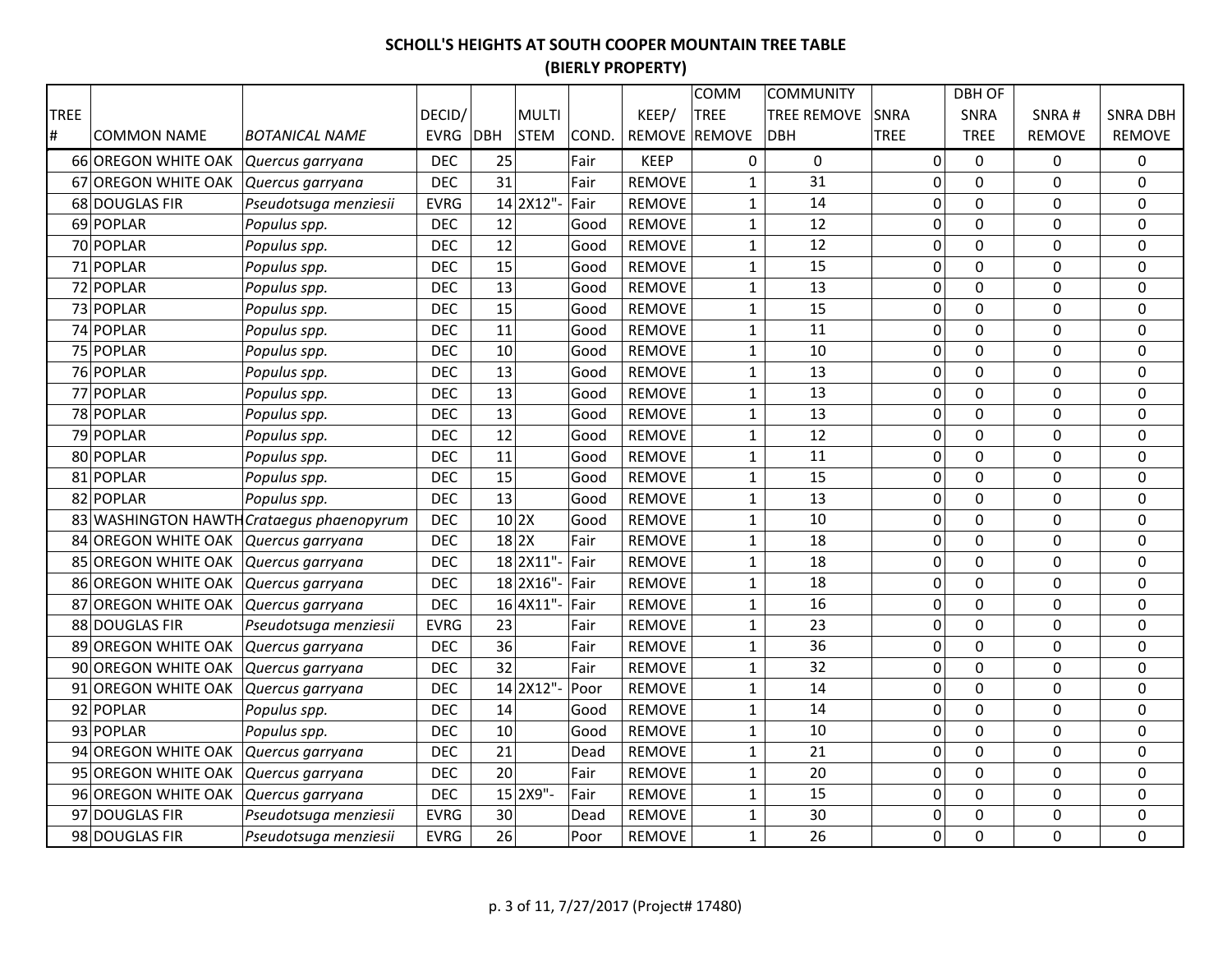## SCHOLL'S HEIGHTS AT SOUTH COOPER MOUNTAIN TREE TABLE
## (BIERLY PROPERTY)

| TREE # | COMMON NAME | BOTANICAL NAME | DECID/ EVRG | DBH | MULTI STEM | COND. | KEEP/ REMOVE | COMM TREE REMOVE | COMMUNITY TREE REMOVE DBH | SNRA TREE | DBH OF SNRA TREE | SNRA # REMOVE | SNRA DBH REMOVE |
|---|---|---|---|---|---|---|---|---|---|---|---|---|---|
| 66 | OREGON WHITE OAK | *Quercus garryana* | DEC | 25 | | Fair | KEEP | 0 | 0 | 0 | 0 | 0 | 0 |
| 67 | OREGON WHITE OAK | *Quercus garryana* | DEC | 31 | | Fair | REMOVE | 1 | 31 | 0 | 0 | 0 | 0 |
| 68 | DOUGLAS FIR | *Pseudotsuga menziesii* | EVRG | 14 | 2X12"- | Fair | REMOVE | 1 | 14 | 0 | 0 | 0 | 0 |
| 69 | POPLAR | *Populus spp.* | DEC | 12 | | Good | REMOVE | 1 | 12 | 0 | 0 | 0 | 0 |
| 70 | POPLAR | *Populus spp.* | DEC | 12 | | Good | REMOVE | 1 | 12 | 0 | 0 | 0 | 0 |
| 71 | POPLAR | *Populus spp.* | DEC | 15 | | Good | REMOVE | 1 | 15 | 0 | 0 | 0 | 0 |
| 72 | POPLAR | *Populus spp.* | DEC | 13 | | Good | REMOVE | 1 | 13 | 0 | 0 | 0 | 0 |
| 73 | POPLAR | *Populus spp.* | DEC | 15 | | Good | REMOVE | 1 | 15 | 0 | 0 | 0 | 0 |
| 74 | POPLAR | *Populus spp.* | DEC | 11 | | Good | REMOVE | 1 | 11 | 0 | 0 | 0 | 0 |
| 75 | POPLAR | *Populus spp.* | DEC | 10 | | Good | REMOVE | 1 | 10 | 0 | 0 | 0 | 0 |
| 76 | POPLAR | *Populus spp.* | DEC | 13 | | Good | REMOVE | 1 | 13 | 0 | 0 | 0 | 0 |
| 77 | POPLAR | *Populus spp.* | DEC | 13 | | Good | REMOVE | 1 | 13 | 0 | 0 | 0 | 0 |
| 78 | POPLAR | *Populus spp.* | DEC | 13 | | Good | REMOVE | 1 | 13 | 0 | 0 | 0 | 0 |
| 79 | POPLAR | *Populus spp.* | DEC | 12 | | Good | REMOVE | 1 | 12 | 0 | 0 | 0 | 0 |
| 80 | POPLAR | *Populus spp.* | DEC | 11 | | Good | REMOVE | 1 | 11 | 0 | 0 | 0 | 0 |
| 81 | POPLAR | *Populus spp.* | DEC | 15 | | Good | REMOVE | 1 | 15 | 0 | 0 | 0 | 0 |
| 82 | POPLAR | *Populus spp.* | DEC | 13 | | Good | REMOVE | 1 | 13 | 0 | 0 | 0 | 0 |
| 83 | WASHINGTON HAWTH | *Crataegus phaenopyrum* | DEC | 10 | 2X | Good | REMOVE | 1 | 10 | 0 | 0 | 0 | 0 |
| 84 | OREGON WHITE OAK | *Quercus garryana* | DEC | 18 | 2X | Fair | REMOVE | 1 | 18 | 0 | 0 | 0 | 0 |
| 85 | OREGON WHITE OAK | *Quercus garryana* | DEC | 18 | 2X11"- | Fair | REMOVE | 1 | 18 | 0 | 0 | 0 | 0 |
| 86 | OREGON WHITE OAK | *Quercus garryana* | DEC | 18 | 2X16"- | Fair | REMOVE | 1 | 18 | 0 | 0 | 0 | 0 |
| 87 | OREGON WHITE OAK | *Quercus garryana* | DEC | 16 | 4X11"- | Fair | REMOVE | 1 | 16 | 0 | 0 | 0 | 0 |
| 88 | DOUGLAS FIR | *Pseudotsuga menziesii* | EVRG | 23 | | Fair | REMOVE | 1 | 23 | 0 | 0 | 0 | 0 |
| 89 | OREGON WHITE OAK | *Quercus garryana* | DEC | 36 | | Fair | REMOVE | 1 | 36 | 0 | 0 | 0 | 0 |
| 90 | OREGON WHITE OAK | *Quercus garryana* | DEC | 32 | | Fair | REMOVE | 1 | 32 | 0 | 0 | 0 | 0 |
| 91 | OREGON WHITE OAK | *Quercus garryana* | DEC | 14 | 2X12"- | Poor | REMOVE | 1 | 14 | 0 | 0 | 0 | 0 |
| 92 | POPLAR | *Populus spp.* | DEC | 14 | | Good | REMOVE | 1 | 14 | 0 | 0 | 0 | 0 |
| 93 | POPLAR | *Populus spp.* | DEC | 10 | | Good | REMOVE | 1 | 10 | 0 | 0 | 0 | 0 |
| 94 | OREGON WHITE OAK | *Quercus garryana* | DEC | 21 | | Dead | REMOVE | 1 | 21 | 0 | 0 | 0 | 0 |
| 95 | OREGON WHITE OAK | *Quercus garryana* | DEC | 20 | | Fair | REMOVE | 1 | 20 | 0 | 0 | 0 | 0 |
| 96 | OREGON WHITE OAK | *Quercus garryana* | DEC | 15 | 2X9"- | Fair | REMOVE | 1 | 15 | 0 | 0 | 0 | 0 |
| 97 | DOUGLAS FIR | *Pseudotsuga menziesii* | EVRG | 30 | | Dead | REMOVE | 1 | 30 | 0 | 0 | 0 | 0 |
| 98 | DOUGLAS FIR | *Pseudotsuga menziesii* | EVRG | 26 | | Poor | REMOVE | 1 | 26 | 0 | 0 | 0 | 0 |

p. 3 of 11, 7/27/2017 (Project# 17480)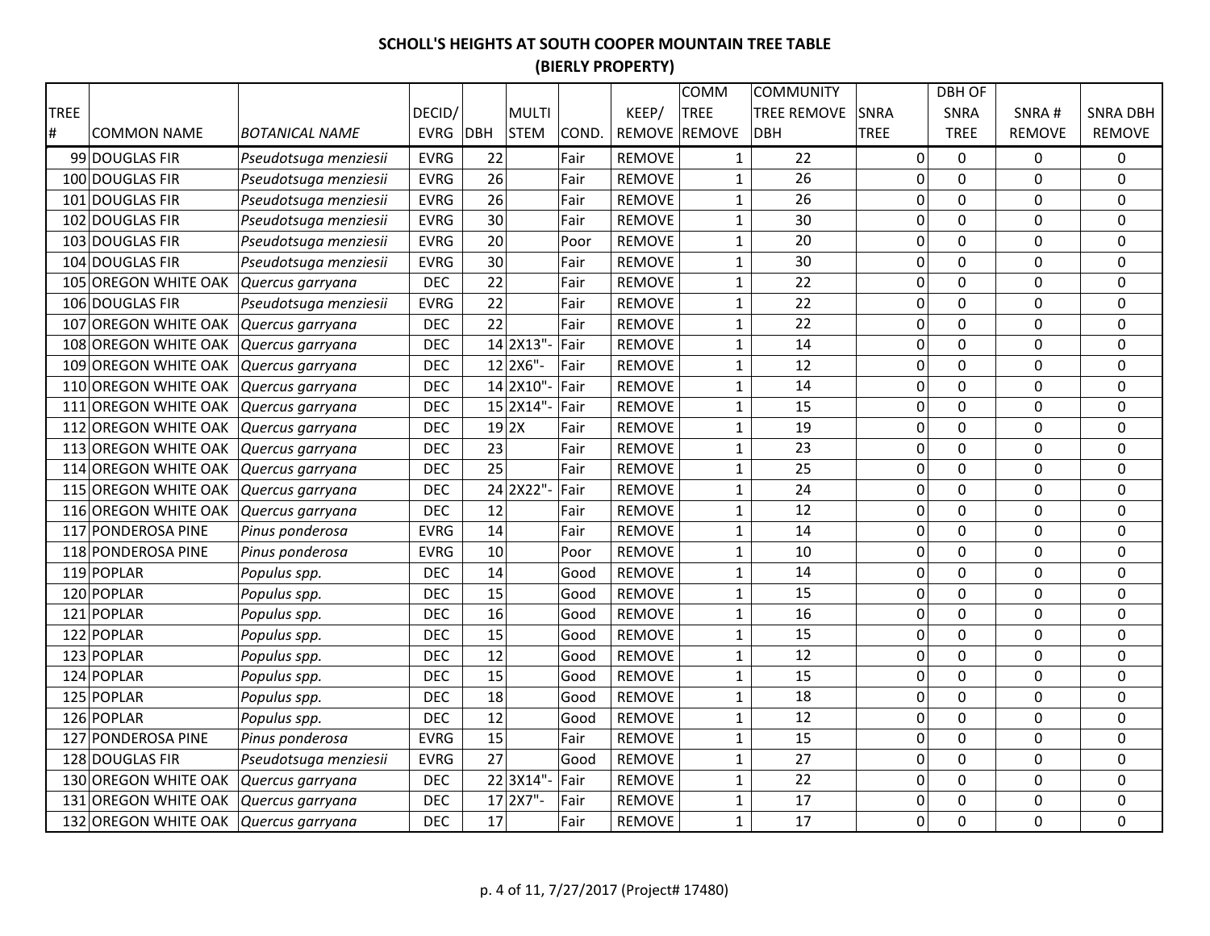# SCHOLL'S HEIGHTS AT SOUTH COOPER MOUNTAIN TREE TABLE
## (BIERLY PROPERTY)

| TREE # | COMMON NAME | BOTANICAL NAME | DECID/ EVRG | DBH | MULTI STEM | COND. | KEEP/ REMOVE | COMM TREE REMOVE | COMMUNITY TREE REMOVE DBH | SNRA TREE | DBH OF SNRA TREE | SNRA # REMOVE | SNRA DBH REMOVE |
|---|---|---|---|---|---|---|---|---|---|---|---|---|---|
| 99 | DOUGLAS FIR | *Pseudotsuga menziesii* | EVRG | 22 | | Fair | REMOVE | 1 | 22 | 0 | 0 | 0 | 0 |
| 100 | DOUGLAS FIR | *Pseudotsuga menziesii* | EVRG | 26 | | Fair | REMOVE | 1 | 26 | 0 | 0 | 0 | 0 |
| 101 | DOUGLAS FIR | *Pseudotsuga menziesii* | EVRG | 26 | | Fair | REMOVE | 1 | 26 | 0 | 0 | 0 | 0 |
| 102 | DOUGLAS FIR | *Pseudotsuga menziesii* | EVRG | 30 | | Fair | REMOVE | 1 | 30 | 0 | 0 | 0 | 0 |
| 103 | DOUGLAS FIR | *Pseudotsuga menziesii* | EVRG | 20 | | Poor | REMOVE | 1 | 20 | 0 | 0 | 0 | 0 |
| 104 | DOUGLAS FIR | *Pseudotsuga menziesii* | EVRG | 30 | | Fair | REMOVE | 1 | 30 | 0 | 0 | 0 | 0 |
| 105 | OREGON WHITE OAK | *Quercus garryana* | DEC | 22 | | Fair | REMOVE | 1 | 22 | 0 | 0 | 0 | 0 |
| 106 | DOUGLAS FIR | *Pseudotsuga menziesii* | EVRG | 22 | | Fair | REMOVE | 1 | 22 | 0 | 0 | 0 | 0 |
| 107 | OREGON WHITE OAK | *Quercus garryana* | DEC | 22 | | Fair | REMOVE | 1 | 22 | 0 | 0 | 0 | 0 |
| 108 | OREGON WHITE OAK | *Quercus garryana* | DEC | 14 | 2X13"- | Fair | REMOVE | 1 | 14 | 0 | 0 | 0 | 0 |
| 109 | OREGON WHITE OAK | *Quercus garryana* | DEC | 12 | 2X6"- | Fair | REMOVE | 1 | 12 | 0 | 0 | 0 | 0 |
| 110 | OREGON WHITE OAK | *Quercus garryana* | DEC | 14 | 2X10"- | Fair | REMOVE | 1 | 14 | 0 | 0 | 0 | 0 |
| 111 | OREGON WHITE OAK | *Quercus garryana* | DEC | 15 | 2X14"- | Fair | REMOVE | 1 | 15 | 0 | 0 | 0 | 0 |
| 112 | OREGON WHITE OAK | *Quercus garryana* | DEC | 19 | 2X | Fair | REMOVE | 1 | 19 | 0 | 0 | 0 | 0 |
| 113 | OREGON WHITE OAK | *Quercus garryana* | DEC | 23 | | Fair | REMOVE | 1 | 23 | 0 | 0 | 0 | 0 |
| 114 | OREGON WHITE OAK | *Quercus garryana* | DEC | 25 | | Fair | REMOVE | 1 | 25 | 0 | 0 | 0 | 0 |
| 115 | OREGON WHITE OAK | *Quercus garryana* | DEC | 24 | 2X22"- | Fair | REMOVE | 1 | 24 | 0 | 0 | 0 | 0 |
| 116 | OREGON WHITE OAK | *Quercus garryana* | DEC | 12 | | Fair | REMOVE | 1 | 12 | 0 | 0 | 0 | 0 |
| 117 | PONDEROSA PINE | *Pinus ponderosa* | EVRG | 14 | | Fair | REMOVE | 1 | 14 | 0 | 0 | 0 | 0 |
| 118 | PONDEROSA PINE | *Pinus ponderosa* | EVRG | 10 | | Poor | REMOVE | 1 | 10 | 0 | 0 | 0 | 0 |
| 119 | POPLAR | *Populus spp.* | DEC | 14 | | Good | REMOVE | 1 | 14 | 0 | 0 | 0 | 0 |
| 120 | POPLAR | *Populus spp.* | DEC | 15 | | Good | REMOVE | 1 | 15 | 0 | 0 | 0 | 0 |
| 121 | POPLAR | *Populus spp.* | DEC | 16 | | Good | REMOVE | 1 | 16 | 0 | 0 | 0 | 0 |
| 122 | POPLAR | *Populus spp.* | DEC | 15 | | Good | REMOVE | 1 | 15 | 0 | 0 | 0 | 0 |
| 123 | POPLAR | *Populus spp.* | DEC | 12 | | Good | REMOVE | 1 | 12 | 0 | 0 | 0 | 0 |
| 124 | POPLAR | *Populus spp.* | DEC | 15 | | Good | REMOVE | 1 | 15 | 0 | 0 | 0 | 0 |
| 125 | POPLAR | *Populus spp.* | DEC | 18 | | Good | REMOVE | 1 | 18 | 0 | 0 | 0 | 0 |
| 126 | POPLAR | *Populus spp.* | DEC | 12 | | Good | REMOVE | 1 | 12 | 0 | 0 | 0 | 0 |
| 127 | PONDEROSA PINE | *Pinus ponderosa* | EVRG | 15 | | Fair | REMOVE | 1 | 15 | 0 | 0 | 0 | 0 |
| 128 | DOUGLAS FIR | *Pseudotsuga menziesii* | EVRG | 27 | | Good | REMOVE | 1 | 27 | 0 | 0 | 0 | 0 |
| 130 | OREGON WHITE OAK | *Quercus garryana* | DEC | 22 | 3X14"- | Fair | REMOVE | 1 | 22 | 0 | 0 | 0 | 0 |
| 131 | OREGON WHITE OAK | *Quercus garryana* | DEC | 17 | 2X7"- | Fair | REMOVE | 1 | 17 | 0 | 0 | 0 | 0 |
| 132 | OREGON WHITE OAK | *Quercus garryana* | DEC | 17 | | Fair | REMOVE | 1 | 17 | 0 | 0 | 0 | 0 |

p. 4 of 11, 7/27/2017 (Project# 17480)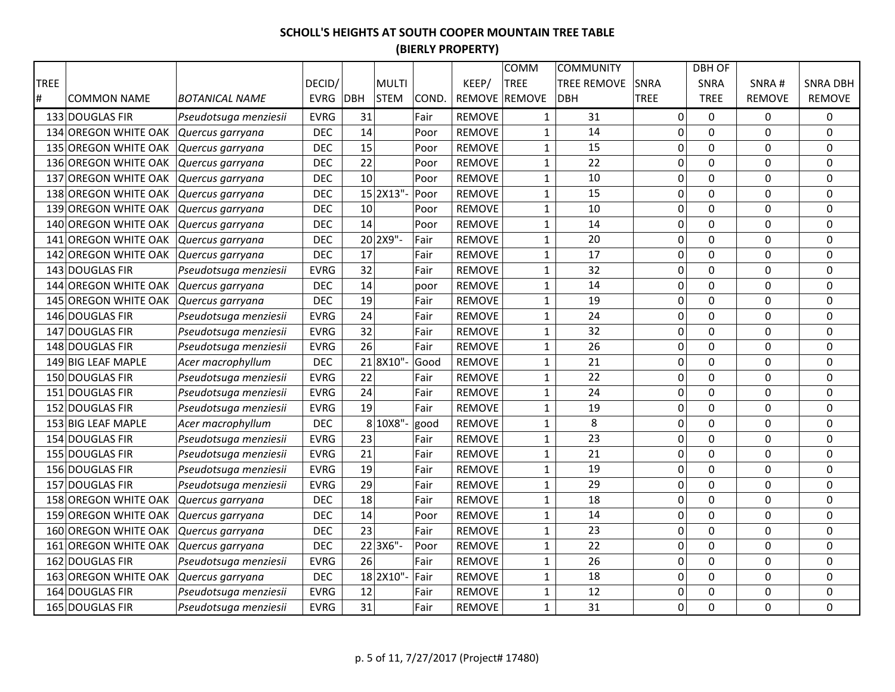# SCHOLL'S HEIGHTS AT SOUTH COOPER MOUNTAIN TREE TABLE

## (BIERLY PROPERTY)

| TREE # | COMMON NAME | BOTANICAL NAME | DECID/ EVRG | DBH | MULTI STEM | COND. | KEEP/ REMOVE | COMM TREE REMOVE | COMMUNITY TREE REMOVE DBH | SNRA TREE | DBH OF SNRA TREE | SNRA # REMOVE | SNRA DBH REMOVE |
|---|---|---|---|---|---|---|---|---|---|---|---|---|---|
| 133 | DOUGLAS FIR | *Pseudotsuga menziesii* | EVRG | 31 | | Fair | REMOVE | 1 | 31 | 0 | 0 | 0 | 0 |
| 134 | OREGON WHITE OAK | *Quercus garryana* | DEC | 14 | | Poor | REMOVE | 1 | 14 | 0 | 0 | 0 | 0 |
| 135 | OREGON WHITE OAK | *Quercus garryana* | DEC | 15 | | Poor | REMOVE | 1 | 15 | 0 | 0 | 0 | 0 |
| 136 | OREGON WHITE OAK | *Quercus garryana* | DEC | 22 | | Poor | REMOVE | 1 | 22 | 0 | 0 | 0 | 0 |
| 137 | OREGON WHITE OAK | *Quercus garryana* | DEC | 10 | | Poor | REMOVE | 1 | 10 | 0 | 0 | 0 | 0 |
| 138 | OREGON WHITE OAK | *Quercus garryana* | DEC | 15 | 2X13"- | Poor | REMOVE | 1 | 15 | 0 | 0 | 0 | 0 |
| 139 | OREGON WHITE OAK | *Quercus garryana* | DEC | 10 | | Poor | REMOVE | 1 | 10 | 0 | 0 | 0 | 0 |
| 140 | OREGON WHITE OAK | *Quercus garryana* | DEC | 14 | | Poor | REMOVE | 1 | 14 | 0 | 0 | 0 | 0 |
| 141 | OREGON WHITE OAK | *Quercus garryana* | DEC | 20 | 2X9"- | Fair | REMOVE | 1 | 20 | 0 | 0 | 0 | 0 |
| 142 | OREGON WHITE OAK | *Quercus garryana* | DEC | 17 | | Fair | REMOVE | 1 | 17 | 0 | 0 | 0 | 0 |
| 143 | DOUGLAS FIR | *Pseudotsuga menziesii* | EVRG | 32 | | Fair | REMOVE | 1 | 32 | 0 | 0 | 0 | 0 |
| 144 | OREGON WHITE OAK | *Quercus garryana* | DEC | 14 | | poor | REMOVE | 1 | 14 | 0 | 0 | 0 | 0 |
| 145 | OREGON WHITE OAK | *Quercus garryana* | DEC | 19 | | Fair | REMOVE | 1 | 19 | 0 | 0 | 0 | 0 |
| 146 | DOUGLAS FIR | *Pseudotsuga menziesii* | EVRG | 24 | | Fair | REMOVE | 1 | 24 | 0 | 0 | 0 | 0 |
| 147 | DOUGLAS FIR | *Pseudotsuga menziesii* | EVRG | 32 | | Fair | REMOVE | 1 | 32 | 0 | 0 | 0 | 0 |
| 148 | DOUGLAS FIR | *Pseudotsuga menziesii* | EVRG | 26 | | Fair | REMOVE | 1 | 26 | 0 | 0 | 0 | 0 |
| 149 | BIG LEAF MAPLE | *Acer macrophyllum* | DEC | 21 | 8X10"- | Good | REMOVE | 1 | 21 | 0 | 0 | 0 | 0 |
| 150 | DOUGLAS FIR | *Pseudotsuga menziesii* | EVRG | 22 | | Fair | REMOVE | 1 | 22 | 0 | 0 | 0 | 0 |
| 151 | DOUGLAS FIR | *Pseudotsuga menziesii* | EVRG | 24 | | Fair | REMOVE | 1 | 24 | 0 | 0 | 0 | 0 |
| 152 | DOUGLAS FIR | *Pseudotsuga menziesii* | EVRG | 19 | | Fair | REMOVE | 1 | 19 | 0 | 0 | 0 | 0 |
| 153 | BIG LEAF MAPLE | *Acer macrophyllum* | DEC | 8 | 10X8"- | good | REMOVE | 1 | 8 | 0 | 0 | 0 | 0 |
| 154 | DOUGLAS FIR | *Pseudotsuga menziesii* | EVRG | 23 | | Fair | REMOVE | 1 | 23 | 0 | 0 | 0 | 0 |
| 155 | DOUGLAS FIR | *Pseudotsuga menziesii* | EVRG | 21 | | Fair | REMOVE | 1 | 21 | 0 | 0 | 0 | 0 |
| 156 | DOUGLAS FIR | *Pseudotsuga menziesii* | EVRG | 19 | | Fair | REMOVE | 1 | 19 | 0 | 0 | 0 | 0 |
| 157 | DOUGLAS FIR | *Pseudotsuga menziesii* | EVRG | 29 | | Fair | REMOVE | 1 | 29 | 0 | 0 | 0 | 0 |
| 158 | OREGON WHITE OAK | *Quercus garryana* | DEC | 18 | | Fair | REMOVE | 1 | 18 | 0 | 0 | 0 | 0 |
| 159 | OREGON WHITE OAK | *Quercus garryana* | DEC | 14 | | Poor | REMOVE | 1 | 14 | 0 | 0 | 0 | 0 |
| 160 | OREGON WHITE OAK | *Quercus garryana* | DEC | 23 | | Fair | REMOVE | 1 | 23 | 0 | 0 | 0 | 0 |
| 161 | OREGON WHITE OAK | *Quercus garryana* | DEC | 22 | 3X6"- | Poor | REMOVE | 1 | 22 | 0 | 0 | 0 | 0 |
| 162 | DOUGLAS FIR | *Pseudotsuga menziesii* | EVRG | 26 | | Fair | REMOVE | 1 | 26 | 0 | 0 | 0 | 0 |
| 163 | OREGON WHITE OAK | *Quercus garryana* | DEC | 18 | 2X10"- | Fair | REMOVE | 1 | 18 | 0 | 0 | 0 | 0 |
| 164 | DOUGLAS FIR | *Pseudotsuga menziesii* | EVRG | 12 | | Fair | REMOVE | 1 | 12 | 0 | 0 | 0 | 0 |
| 165 | DOUGLAS FIR | *Pseudotsuga menziesii* | EVRG | 31 | | Fair | REMOVE | 1 | 31 | 0 | 0 | 0 | 0 |

p. 5 of 11, 7/27/2017 (Project# 17480)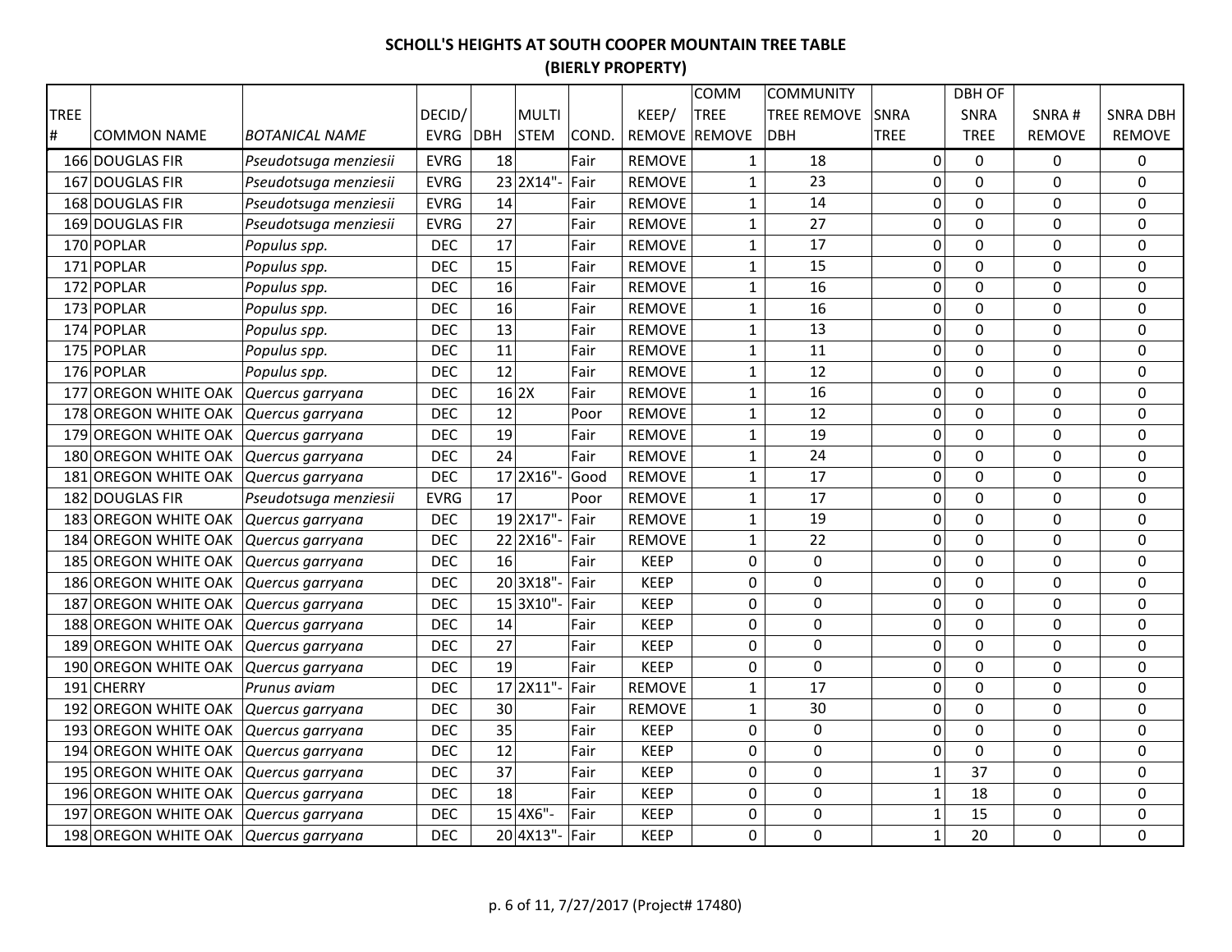# SCHOLL'S HEIGHTS AT SOUTH COOPER MOUNTAIN TREE TABLE
## (BIERLY PROPERTY)

| TREE # | COMMON NAME | BOTANICAL NAME | DECID/ EVRG | DBH | MULTI STEM | COND. | KEEP/ REMOVE | COMM TREE REMOVE | COMMUNITY TREE REMOVE DBH | SNRA TREE | DBH OF SNRA TREE | SNRA # REMOVE | SNRA DBH REMOVE |
|---|---|---|---|---|---|---|---|---|---|---|---|---|---|
| 166 | DOUGLAS FIR | *Pseudotsuga menziesii* | EVRG | 18 | | Fair | REMOVE | 1 | 18 | 0 | 0 | 0 | 0 |
| 167 | DOUGLAS FIR | *Pseudotsuga menziesii* | EVRG | 23 | 2X14"- | Fair | REMOVE | 1 | 23 | 0 | 0 | 0 | 0 |
| 168 | DOUGLAS FIR | *Pseudotsuga menziesii* | EVRG | 14 | | Fair | REMOVE | 1 | 14 | 0 | 0 | 0 | 0 |
| 169 | DOUGLAS FIR | *Pseudotsuga menziesii* | EVRG | 27 | | Fair | REMOVE | 1 | 27 | 0 | 0 | 0 | 0 |
| 170 | POPLAR | *Populus spp.* | DEC | 17 | | Fair | REMOVE | 1 | 17 | 0 | 0 | 0 | 0 |
| 171 | POPLAR | *Populus spp.* | DEC | 15 | | Fair | REMOVE | 1 | 15 | 0 | 0 | 0 | 0 |
| 172 | POPLAR | *Populus spp.* | DEC | 16 | | Fair | REMOVE | 1 | 16 | 0 | 0 | 0 | 0 |
| 173 | POPLAR | *Populus spp.* | DEC | 16 | | Fair | REMOVE | 1 | 16 | 0 | 0 | 0 | 0 |
| 174 | POPLAR | *Populus spp.* | DEC | 13 | | Fair | REMOVE | 1 | 13 | 0 | 0 | 0 | 0 |
| 175 | POPLAR | *Populus spp.* | DEC | 11 | | Fair | REMOVE | 1 | 11 | 0 | 0 | 0 | 0 |
| 176 | POPLAR | *Populus spp.* | DEC | 12 | | Fair | REMOVE | 1 | 12 | 0 | 0 | 0 | 0 |
| 177 | OREGON WHITE OAK | *Quercus garryana* | DEC | 16 | 2X | Fair | REMOVE | 1 | 16 | 0 | 0 | 0 | 0 |
| 178 | OREGON WHITE OAK | *Quercus garryana* | DEC | 12 | | Poor | REMOVE | 1 | 12 | 0 | 0 | 0 | 0 |
| 179 | OREGON WHITE OAK | *Quercus garryana* | DEC | 19 | | Fair | REMOVE | 1 | 19 | 0 | 0 | 0 | 0 |
| 180 | OREGON WHITE OAK | *Quercus garryana* | DEC | 24 | | Fair | REMOVE | 1 | 24 | 0 | 0 | 0 | 0 |
| 181 | OREGON WHITE OAK | *Quercus garryana* | DEC | 17 | 2X16"- | Good | REMOVE | 1 | 17 | 0 | 0 | 0 | 0 |
| 182 | DOUGLAS FIR | *Pseudotsuga menziesii* | EVRG | 17 | | Poor | REMOVE | 1 | 17 | 0 | 0 | 0 | 0 |
| 183 | OREGON WHITE OAK | *Quercus garryana* | DEC | 19 | 2X17"- | Fair | REMOVE | 1 | 19 | 0 | 0 | 0 | 0 |
| 184 | OREGON WHITE OAK | *Quercus garryana* | DEC | 22 | 2X16"- | Fair | REMOVE | 1 | 22 | 0 | 0 | 0 | 0 |
| 185 | OREGON WHITE OAK | *Quercus garryana* | DEC | 16 | | Fair | KEEP | 0 | 0 | 0 | 0 | 0 | 0 |
| 186 | OREGON WHITE OAK | *Quercus garryana* | DEC | 20 | 3X18"- | Fair | KEEP | 0 | 0 | 0 | 0 | 0 | 0 |
| 187 | OREGON WHITE OAK | *Quercus garryana* | DEC | 15 | 3X10"- | Fair | KEEP | 0 | 0 | 0 | 0 | 0 | 0 |
| 188 | OREGON WHITE OAK | *Quercus garryana* | DEC | 14 | | Fair | KEEP | 0 | 0 | 0 | 0 | 0 | 0 |
| 189 | OREGON WHITE OAK | *Quercus garryana* | DEC | 27 | | Fair | KEEP | 0 | 0 | 0 | 0 | 0 | 0 |
| 190 | OREGON WHITE OAK | *Quercus garryana* | DEC | 19 | | Fair | KEEP | 0 | 0 | 0 | 0 | 0 | 0 |
| 191 | CHERRY | *Prunus aviam* | DEC | 17 | 2X11"- | Fair | REMOVE | 1 | 17 | 0 | 0 | 0 | 0 |
| 192 | OREGON WHITE OAK | *Quercus garryana* | DEC | 30 | | Fair | REMOVE | 1 | 30 | 0 | 0 | 0 | 0 |
| 193 | OREGON WHITE OAK | *Quercus garryana* | DEC | 35 | | Fair | KEEP | 0 | 0 | 0 | 0 | 0 | 0 |
| 194 | OREGON WHITE OAK | *Quercus garryana* | DEC | 12 | | Fair | KEEP | 0 | 0 | 0 | 0 | 0 | 0 |
| 195 | OREGON WHITE OAK | *Quercus garryana* | DEC | 37 | | Fair | KEEP | 0 | 0 | 1 | 37 | 0 | 0 |
| 196 | OREGON WHITE OAK | *Quercus garryana* | DEC | 18 | | Fair | KEEP | 0 | 0 | 1 | 18 | 0 | 0 |
| 197 | OREGON WHITE OAK | *Quercus garryana* | DEC | 15 | 4X6"- | Fair | KEEP | 0 | 0 | 1 | 15 | 0 | 0 |
| 198 | OREGON WHITE OAK | *Quercus garryana* | DEC | 20 | 4X13"- | Fair | KEEP | 0 | 0 | 1 | 20 | 0 | 0 |

p. 6 of 11, 7/27/2017 (Project# 17480)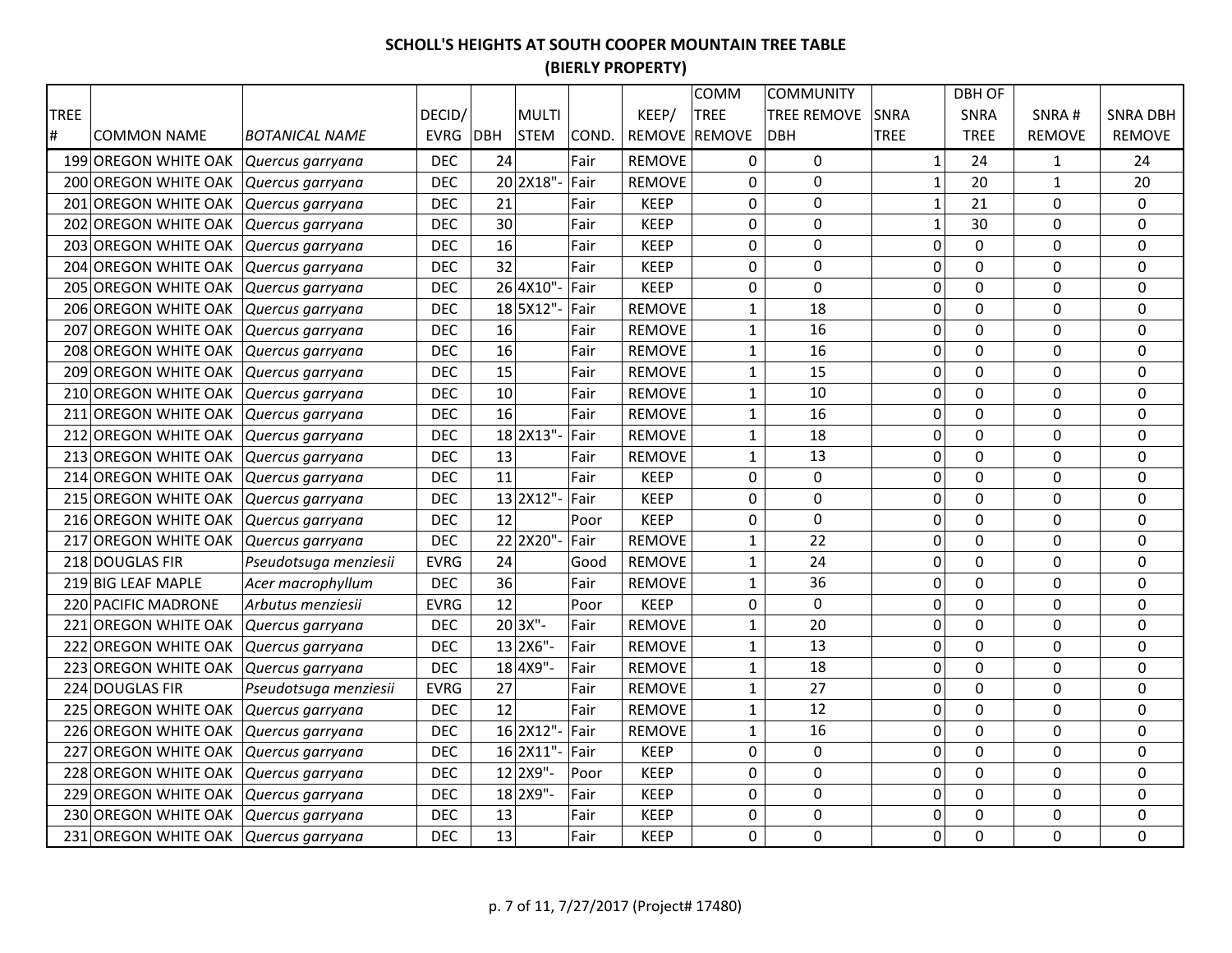# SCHOLL'S HEIGHTS AT SOUTH COOPER MOUNTAIN TREE TABLE
## (BIERLY PROPERTY)

| TREE # | COMMON NAME | BOTANICAL NAME | DECID/ EVRG | DBH | MULTI STEM | COND. | KEEP/ REMOVE | COMM TREE REMOVE | COMMUNITY TREE REMOVE DBH | SNRA TREE | DBH OF SNRA TREE | SNRA # REMOVE | SNRA DBH REMOVE |
|---|---|---|---|---|---|---|---|---|---|---|---|---|---|
| 199 | OREGON WHITE OAK | *Quercus garryana* | DEC | 24 | | Fair | REMOVE | 0 | 0 | 1 | 24 | 1 | 24 |
| 200 | OREGON WHITE OAK | *Quercus garryana* | DEC | 20 | 2X18"- | Fair | REMOVE | 0 | 0 | 1 | 20 | 1 | 20 |
| 201 | OREGON WHITE OAK | *Quercus garryana* | DEC | 21 | | Fair | KEEP | 0 | 0 | 1 | 21 | 0 | 0 |
| 202 | OREGON WHITE OAK | *Quercus garryana* | DEC | 30 | | Fair | KEEP | 0 | 0 | 1 | 30 | 0 | 0 |
| 203 | OREGON WHITE OAK | *Quercus garryana* | DEC | 16 | | Fair | KEEP | 0 | 0 | 0 | 0 | 0 | 0 |
| 204 | OREGON WHITE OAK | *Quercus garryana* | DEC | 32 | | Fair | KEEP | 0 | 0 | 0 | 0 | 0 | 0 |
| 205 | OREGON WHITE OAK | *Quercus garryana* | DEC | 26 | 4X10"- | Fair | KEEP | 0 | 0 | 0 | 0 | 0 | 0 |
| 206 | OREGON WHITE OAK | *Quercus garryana* | DEC | 18 | 5X12"- | Fair | REMOVE | 1 | 18 | 0 | 0 | 0 | 0 |
| 207 | OREGON WHITE OAK | *Quercus garryana* | DEC | 16 | | Fair | REMOVE | 1 | 16 | 0 | 0 | 0 | 0 |
| 208 | OREGON WHITE OAK | *Quercus garryana* | DEC | 16 | | Fair | REMOVE | 1 | 16 | 0 | 0 | 0 | 0 |
| 209 | OREGON WHITE OAK | *Quercus garryana* | DEC | 15 | | Fair | REMOVE | 1 | 15 | 0 | 0 | 0 | 0 |
| 210 | OREGON WHITE OAK | *Quercus garryana* | DEC | 10 | | Fair | REMOVE | 1 | 10 | 0 | 0 | 0 | 0 |
| 211 | OREGON WHITE OAK | *Quercus garryana* | DEC | 16 | | Fair | REMOVE | 1 | 16 | 0 | 0 | 0 | 0 |
| 212 | OREGON WHITE OAK | *Quercus garryana* | DEC | 18 | 2X13"- | Fair | REMOVE | 1 | 18 | 0 | 0 | 0 | 0 |
| 213 | OREGON WHITE OAK | *Quercus garryana* | DEC | 13 | | Fair | REMOVE | 1 | 13 | 0 | 0 | 0 | 0 |
| 214 | OREGON WHITE OAK | *Quercus garryana* | DEC | 11 | | Fair | KEEP | 0 | 0 | 0 | 0 | 0 | 0 |
| 215 | OREGON WHITE OAK | *Quercus garryana* | DEC | 13 | 2X12"- | Fair | KEEP | 0 | 0 | 0 | 0 | 0 | 0 |
| 216 | OREGON WHITE OAK | *Quercus garryana* | DEC | 12 | | Poor | KEEP | 0 | 0 | 0 | 0 | 0 | 0 |
| 217 | OREGON WHITE OAK | *Quercus garryana* | DEC | 22 | 2X20"- | Fair | REMOVE | 1 | 22 | 0 | 0 | 0 | 0 |
| 218 | DOUGLAS FIR | *Pseudotsuga menziesii* | EVRG | 24 | | Good | REMOVE | 1 | 24 | 0 | 0 | 0 | 0 |
| 219 | BIG LEAF MAPLE | *Acer macrophyllum* | DEC | 36 | | Fair | REMOVE | 1 | 36 | 0 | 0 | 0 | 0 |
| 220 | PACIFIC MADRONE | *Arbutus menziesii* | EVRG | 12 | | Poor | KEEP | 0 | 0 | 0 | 0 | 0 | 0 |
| 221 | OREGON WHITE OAK | *Quercus garryana* | DEC | 20 | 3X"- | Fair | REMOVE | 1 | 20 | 0 | 0 | 0 | 0 |
| 222 | OREGON WHITE OAK | *Quercus garryana* | DEC | 13 | 2X6"- | Fair | REMOVE | 1 | 13 | 0 | 0 | 0 | 0 |
| 223 | OREGON WHITE OAK | *Quercus garryana* | DEC | 18 | 4X9"- | Fair | REMOVE | 1 | 18 | 0 | 0 | 0 | 0 |
| 224 | DOUGLAS FIR | *Pseudotsuga menziesii* | EVRG | 27 | | Fair | REMOVE | 1 | 27 | 0 | 0 | 0 | 0 |
| 225 | OREGON WHITE OAK | *Quercus garryana* | DEC | 12 | | Fair | REMOVE | 1 | 12 | 0 | 0 | 0 | 0 |
| 226 | OREGON WHITE OAK | *Quercus garryana* | DEC | 16 | 2X12"- | Fair | REMOVE | 1 | 16 | 0 | 0 | 0 | 0 |
| 227 | OREGON WHITE OAK | *Quercus garryana* | DEC | 16 | 2X11"- | Fair | KEEP | 0 | 0 | 0 | 0 | 0 | 0 |
| 228 | OREGON WHITE OAK | *Quercus garryana* | DEC | 12 | 2X9"- | Poor | KEEP | 0 | 0 | 0 | 0 | 0 | 0 |
| 229 | OREGON WHITE OAK | *Quercus garryana* | DEC | 18 | 2X9"- | Fair | KEEP | 0 | 0 | 0 | 0 | 0 | 0 |
| 230 | OREGON WHITE OAK | *Quercus garryana* | DEC | 13 | | Fair | KEEP | 0 | 0 | 0 | 0 | 0 | 0 |
| 231 | OREGON WHITE OAK | *Quercus garryana* | DEC | 13 | | Fair | KEEP | 0 | 0 | 0 | 0 | 0 | 0 |

p. 7 of 11, 7/27/2017 (Project# 17480)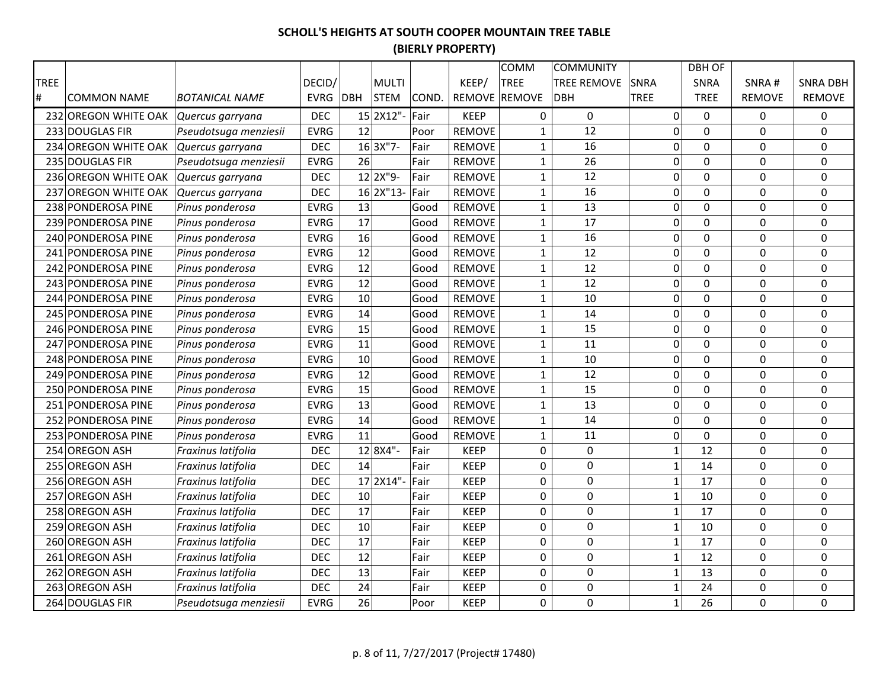# SCHOLL'S HEIGHTS AT SOUTH COOPER MOUNTAIN TREE TABLE
## (BIERLY PROPERTY)

| TREE # | COMMON NAME | BOTANICAL NAME | DECID/ EVRG | DBH | MULTI STEM | COND. | KEEP/ REMOVE | COMM TREE REMOVE | COMMUNITY TREE REMOVE DBH | SNRA TREE | DBH OF SNRA TREE | SNRA # REMOVE | SNRA DBH REMOVE |
|---|---|---|---|---|---|---|---|---|---|---|---|---|---|
| 232 | OREGON WHITE OAK | *Quercus garryana* | DEC | 15 | 2X12"- | Fair | KEEP | 0 | 0 | 0 | 0 | 0 | 0 |
| 233 | DOUGLAS FIR | *Pseudotsuga menziesii* | EVRG | 12 | | Poor | REMOVE | 1 | 12 | 0 | 0 | 0 | 0 |
| 234 | OREGON WHITE OAK | *Quercus garryana* | DEC | 16 | 3X"7- | Fair | REMOVE | 1 | 16 | 0 | 0 | 0 | 0 |
| 235 | DOUGLAS FIR | *Pseudotsuga menziesii* | EVRG | 26 | | Fair | REMOVE | 1 | 26 | 0 | 0 | 0 | 0 |
| 236 | OREGON WHITE OAK | *Quercus garryana* | DEC | 12 | 2X"9- | Fair | REMOVE | 1 | 12 | 0 | 0 | 0 | 0 |
| 237 | OREGON WHITE OAK | *Quercus garryana* | DEC | 16 | 2X"13- | Fair | REMOVE | 1 | 16 | 0 | 0 | 0 | 0 |
| 238 | PONDEROSA PINE | *Pinus ponderosa* | EVRG | 13 | | Good | REMOVE | 1 | 13 | 0 | 0 | 0 | 0 |
| 239 | PONDEROSA PINE | *Pinus ponderosa* | EVRG | 17 | | Good | REMOVE | 1 | 17 | 0 | 0 | 0 | 0 |
| 240 | PONDEROSA PINE | *Pinus ponderosa* | EVRG | 16 | | Good | REMOVE | 1 | 16 | 0 | 0 | 0 | 0 |
| 241 | PONDEROSA PINE | *Pinus ponderosa* | EVRG | 12 | | Good | REMOVE | 1 | 12 | 0 | 0 | 0 | 0 |
| 242 | PONDEROSA PINE | *Pinus ponderosa* | EVRG | 12 | | Good | REMOVE | 1 | 12 | 0 | 0 | 0 | 0 |
| 243 | PONDEROSA PINE | *Pinus ponderosa* | EVRG | 12 | | Good | REMOVE | 1 | 12 | 0 | 0 | 0 | 0 |
| 244 | PONDEROSA PINE | *Pinus ponderosa* | EVRG | 10 | | Good | REMOVE | 1 | 10 | 0 | 0 | 0 | 0 |
| 245 | PONDEROSA PINE | *Pinus ponderosa* | EVRG | 14 | | Good | REMOVE | 1 | 14 | 0 | 0 | 0 | 0 |
| 246 | PONDEROSA PINE | *Pinus ponderosa* | EVRG | 15 | | Good | REMOVE | 1 | 15 | 0 | 0 | 0 | 0 |
| 247 | PONDEROSA PINE | *Pinus ponderosa* | EVRG | 11 | | Good | REMOVE | 1 | 11 | 0 | 0 | 0 | 0 |
| 248 | PONDEROSA PINE | *Pinus ponderosa* | EVRG | 10 | | Good | REMOVE | 1 | 10 | 0 | 0 | 0 | 0 |
| 249 | PONDEROSA PINE | *Pinus ponderosa* | EVRG | 12 | | Good | REMOVE | 1 | 12 | 0 | 0 | 0 | 0 |
| 250 | PONDEROSA PINE | *Pinus ponderosa* | EVRG | 15 | | Good | REMOVE | 1 | 15 | 0 | 0 | 0 | 0 |
| 251 | PONDEROSA PINE | *Pinus ponderosa* | EVRG | 13 | | Good | REMOVE | 1 | 13 | 0 | 0 | 0 | 0 |
| 252 | PONDEROSA PINE | *Pinus ponderosa* | EVRG | 14 | | Good | REMOVE | 1 | 14 | 0 | 0 | 0 | 0 |
| 253 | PONDEROSA PINE | *Pinus ponderosa* | EVRG | 11 | | Good | REMOVE | 1 | 11 | 0 | 0 | 0 | 0 |
| 254 | OREGON ASH | *Fraxinus latifolia* | DEC | 12 | 8X4"- | Fair | KEEP | 0 | 0 | 1 | 12 | 0 | 0 |
| 255 | OREGON ASH | *Fraxinus latifolia* | DEC | 14 | | Fair | KEEP | 0 | 0 | 1 | 14 | 0 | 0 |
| 256 | OREGON ASH | *Fraxinus latifolia* | DEC | 17 | 2X14"- | Fair | KEEP | 0 | 0 | 1 | 17 | 0 | 0 |
| 257 | OREGON ASH | *Fraxinus latifolia* | DEC | 10 | | Fair | KEEP | 0 | 0 | 1 | 10 | 0 | 0 |
| 258 | OREGON ASH | *Fraxinus latifolia* | DEC | 17 | | Fair | KEEP | 0 | 0 | 1 | 17 | 0 | 0 |
| 259 | OREGON ASH | *Fraxinus latifolia* | DEC | 10 | | Fair | KEEP | 0 | 0 | 1 | 10 | 0 | 0 |
| 260 | OREGON ASH | *Fraxinus latifolia* | DEC | 17 | | Fair | KEEP | 0 | 0 | 1 | 17 | 0 | 0 |
| 261 | OREGON ASH | *Fraxinus latifolia* | DEC | 12 | | Fair | KEEP | 0 | 0 | 1 | 12 | 0 | 0 |
| 262 | OREGON ASH | *Fraxinus latifolia* | DEC | 13 | | Fair | KEEP | 0 | 0 | 1 | 13 | 0 | 0 |
| 263 | OREGON ASH | *Fraxinus latifolia* | DEC | 24 | | Fair | KEEP | 0 | 0 | 1 | 24 | 0 | 0 |
| 264 | DOUGLAS FIR | *Pseudotsuga menziesii* | EVRG | 26 | | Poor | KEEP | 0 | 0 | 1 | 26 | 0 | 0 |

p. 8 of 11, 7/27/2017 (Project# 17480)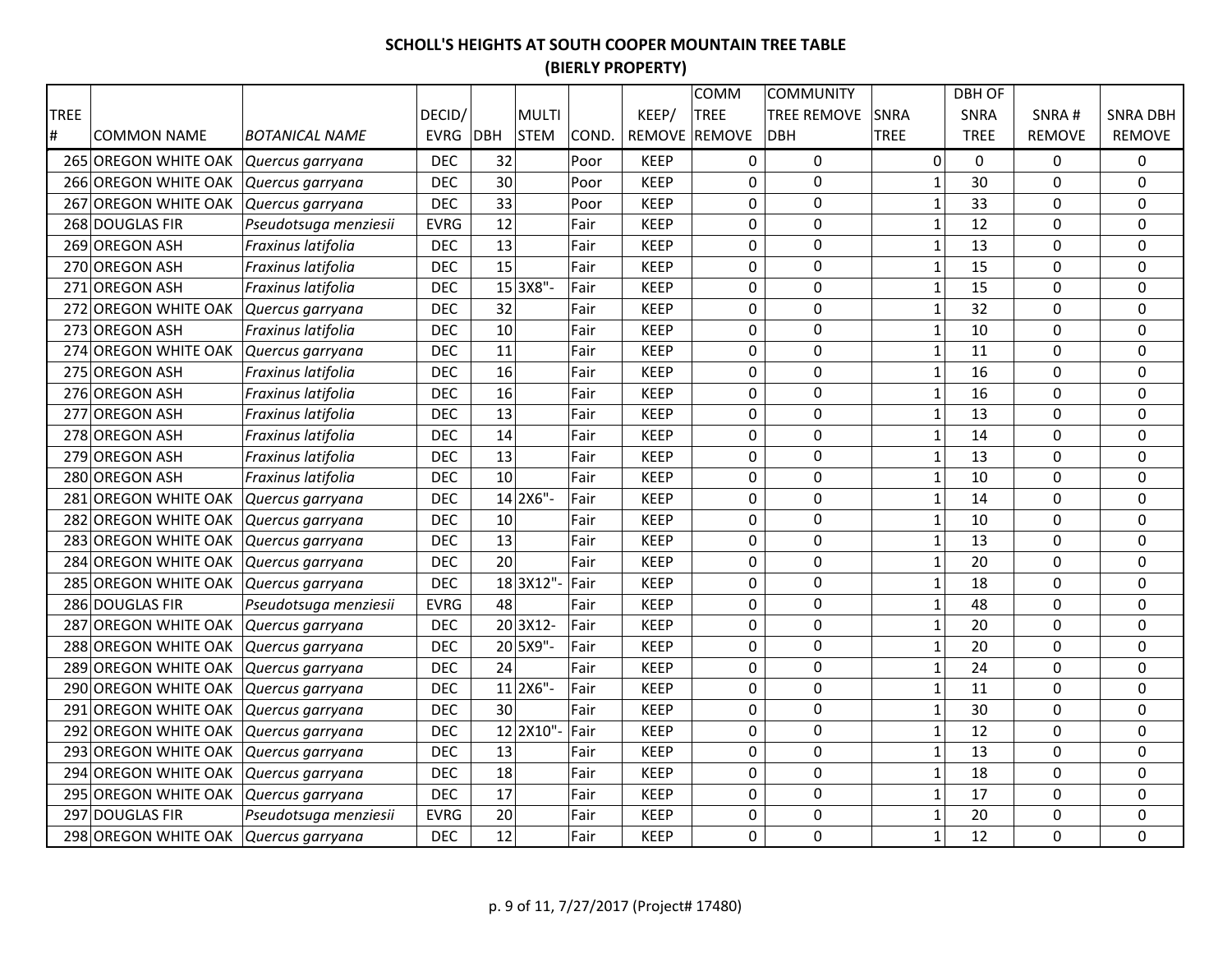# SCHOLL'S HEIGHTS AT SOUTH COOPER MOUNTAIN TREE TABLE
## (BIERLY PROPERTY)

| TREE # | COMMON NAME | *BOTANICAL NAME* | DECID/ EVRG | DBH | MULTI STEM | COND. | KEEP/ REMOVE | COMM TREE REMOVE | COMMUNITY TREE REMOVE DBH | SNRA TREE | DBH OF SNRA TREE | SNRA # REMOVE | SNRA DBH REMOVE |
|---|---|---|---|---|---|---|---|---|---|---|---|---|---|
| 265 | OREGON WHITE OAK | *Quercus garryana* | DEC | 32 | | Poor | KEEP | 0 | 0 | 0 | 0 | 0 | 0 |
| 266 | OREGON WHITE OAK | *Quercus garryana* | DEC | 30 | | Poor | KEEP | 0 | 0 | 1 | 30 | 0 | 0 |
| 267 | OREGON WHITE OAK | *Quercus garryana* | DEC | 33 | | Poor | KEEP | 0 | 0 | 1 | 33 | 0 | 0 |
| 268 | DOUGLAS FIR | *Pseudotsuga menziesii* | EVRG | 12 | | Fair | KEEP | 0 | 0 | 1 | 12 | 0 | 0 |
| 269 | OREGON ASH | *Fraxinus latifolia* | DEC | 13 | | Fair | KEEP | 0 | 0 | 1 | 13 | 0 | 0 |
| 270 | OREGON ASH | *Fraxinus latifolia* | DEC | 15 | | Fair | KEEP | 0 | 0 | 1 | 15 | 0 | 0 |
| 271 | OREGON ASH | *Fraxinus latifolia* | DEC | 15 | 3X8"- | Fair | KEEP | 0 | 0 | 1 | 15 | 0 | 0 |
| 272 | OREGON WHITE OAK | *Quercus garryana* | DEC | 32 | | Fair | KEEP | 0 | 0 | 1 | 32 | 0 | 0 |
| 273 | OREGON ASH | *Fraxinus latifolia* | DEC | 10 | | Fair | KEEP | 0 | 0 | 1 | 10 | 0 | 0 |
| 274 | OREGON WHITE OAK | *Quercus garryana* | DEC | 11 | | Fair | KEEP | 0 | 0 | 1 | 11 | 0 | 0 |
| 275 | OREGON ASH | *Fraxinus latifolia* | DEC | 16 | | Fair | KEEP | 0 | 0 | 1 | 16 | 0 | 0 |
| 276 | OREGON ASH | *Fraxinus latifolia* | DEC | 16 | | Fair | KEEP | 0 | 0 | 1 | 16 | 0 | 0 |
| 277 | OREGON ASH | *Fraxinus latifolia* | DEC | 13 | | Fair | KEEP | 0 | 0 | 1 | 13 | 0 | 0 |
| 278 | OREGON ASH | *Fraxinus latifolia* | DEC | 14 | | Fair | KEEP | 0 | 0 | 1 | 14 | 0 | 0 |
| 279 | OREGON ASH | *Fraxinus latifolia* | DEC | 13 | | Fair | KEEP | 0 | 0 | 1 | 13 | 0 | 0 |
| 280 | OREGON ASH | *Fraxinus latifolia* | DEC | 10 | | Fair | KEEP | 0 | 0 | 1 | 10 | 0 | 0 |
| 281 | OREGON WHITE OAK | *Quercus garryana* | DEC | 14 | 2X6"- | Fair | KEEP | 0 | 0 | 1 | 14 | 0 | 0 |
| 282 | OREGON WHITE OAK | *Quercus garryana* | DEC | 10 | | Fair | KEEP | 0 | 0 | 1 | 10 | 0 | 0 |
| 283 | OREGON WHITE OAK | *Quercus garryana* | DEC | 13 | | Fair | KEEP | 0 | 0 | 1 | 13 | 0 | 0 |
| 284 | OREGON WHITE OAK | *Quercus garryana* | DEC | 20 | | Fair | KEEP | 0 | 0 | 1 | 20 | 0 | 0 |
| 285 | OREGON WHITE OAK | *Quercus garryana* | DEC | 18 | 3X12"- | Fair | KEEP | 0 | 0 | 1 | 18 | 0 | 0 |
| 286 | DOUGLAS FIR | *Pseudotsuga menziesii* | EVRG | 48 | | Fair | KEEP | 0 | 0 | 1 | 48 | 0 | 0 |
| 287 | OREGON WHITE OAK | *Quercus garryana* | DEC | 20 | 3X12- | Fair | KEEP | 0 | 0 | 1 | 20 | 0 | 0 |
| 288 | OREGON WHITE OAK | *Quercus garryana* | DEC | 20 | 5X9"- | Fair | KEEP | 0 | 0 | 1 | 20 | 0 | 0 |
| 289 | OREGON WHITE OAK | *Quercus garryana* | DEC | 24 | | Fair | KEEP | 0 | 0 | 1 | 24 | 0 | 0 |
| 290 | OREGON WHITE OAK | *Quercus garryana* | DEC | 11 | 2X6"- | Fair | KEEP | 0 | 0 | 1 | 11 | 0 | 0 |
| 291 | OREGON WHITE OAK | *Quercus garryana* | DEC | 30 | | Fair | KEEP | 0 | 0 | 1 | 30 | 0 | 0 |
| 292 | OREGON WHITE OAK | *Quercus garryana* | DEC | 12 | 2X10"- | Fair | KEEP | 0 | 0 | 1 | 12 | 0 | 0 |
| 293 | OREGON WHITE OAK | *Quercus garryana* | DEC | 13 | | Fair | KEEP | 0 | 0 | 1 | 13 | 0 | 0 |
| 294 | OREGON WHITE OAK | *Quercus garryana* | DEC | 18 | | Fair | KEEP | 0 | 0 | 1 | 18 | 0 | 0 |
| 295 | OREGON WHITE OAK | *Quercus garryana* | DEC | 17 | | Fair | KEEP | 0 | 0 | 1 | 17 | 0 | 0 |
| 297 | DOUGLAS FIR | *Pseudotsuga menziesii* | EVRG | 20 | | Fair | KEEP | 0 | 0 | 1 | 20 | 0 | 0 |
| 298 | OREGON WHITE OAK | *Quercus garryana* | DEC | 12 | | Fair | KEEP | 0 | 0 | 1 | 12 | 0 | 0 |

p. 9 of 11, 7/27/2017 (Project# 17480)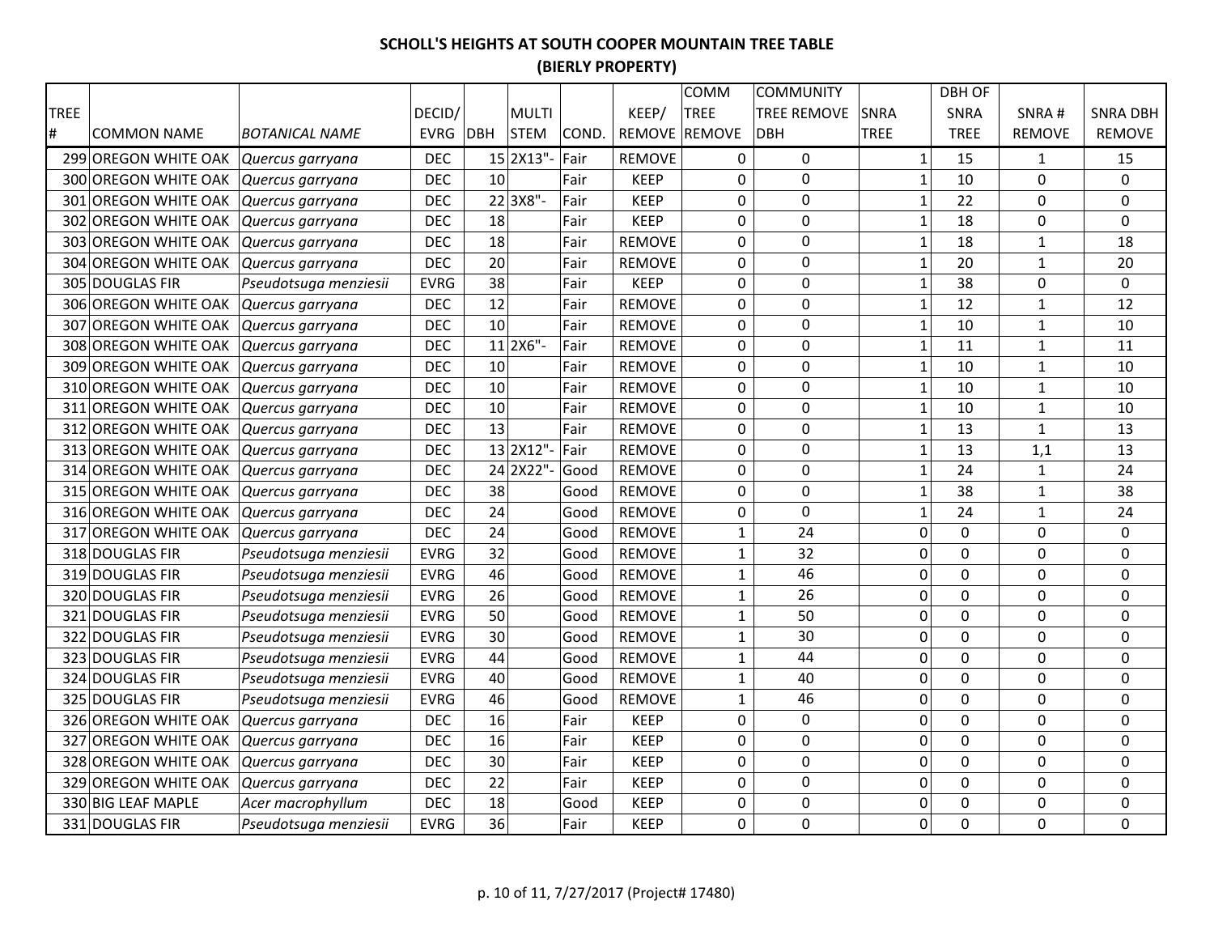## SCHOLL'S HEIGHTS AT SOUTH COOPER MOUNTAIN TREE TABLE
## (BIERLY PROPERTY)

| TREE # | COMMON NAME | BOTANICAL NAME | DECID/ EVRG | DBH | MULTI STEM | COND. | KEEP/ REMOVE | COMM TREE REMOVE | COMMUNITY TREE REMOVE DBH | SNRA TREE | DBH OF SNRA TREE | SNRA # REMOVE | SNRA DBH REMOVE |
|---|---|---|---|---|---|---|---|---|---|---|---|---|---|
| 299 | OREGON WHITE OAK | *Quercus garryana* | DEC | 15 | 2X13"- | Fair | REMOVE | 0 | 0 | 1 | 15 | 1 | 15 |
| 300 | OREGON WHITE OAK | *Quercus garryana* | DEC | 10 | | Fair | KEEP | 0 | 0 | 1 | 10 | 0 | 0 |
| 301 | OREGON WHITE OAK | *Quercus garryana* | DEC | 22 | 3X8"- | Fair | KEEP | 0 | 0 | 1 | 22 | 0 | 0 |
| 302 | OREGON WHITE OAK | *Quercus garryana* | DEC | 18 | | Fair | KEEP | 0 | 0 | 1 | 18 | 0 | 0 |
| 303 | OREGON WHITE OAK | *Quercus garryana* | DEC | 18 | | Fair | REMOVE | 0 | 0 | 1 | 18 | 1 | 18 |
| 304 | OREGON WHITE OAK | *Quercus garryana* | DEC | 20 | | Fair | REMOVE | 0 | 0 | 1 | 20 | 1 | 20 |
| 305 | DOUGLAS FIR | *Pseudotsuga menziesii* | EVRG | 38 | | Fair | KEEP | 0 | 0 | 1 | 38 | 0 | 0 |
| 306 | OREGON WHITE OAK | *Quercus garryana* | DEC | 12 | | Fair | REMOVE | 0 | 0 | 1 | 12 | 1 | 12 |
| 307 | OREGON WHITE OAK | *Quercus garryana* | DEC | 10 | | Fair | REMOVE | 0 | 0 | 1 | 10 | 1 | 10 |
| 308 | OREGON WHITE OAK | *Quercus garryana* | DEC | 11 | 2X6"- | Fair | REMOVE | 0 | 0 | 1 | 11 | 1 | 11 |
| 309 | OREGON WHITE OAK | *Quercus garryana* | DEC | 10 | | Fair | REMOVE | 0 | 0 | 1 | 10 | 1 | 10 |
| 310 | OREGON WHITE OAK | *Quercus garryana* | DEC | 10 | | Fair | REMOVE | 0 | 0 | 1 | 10 | 1 | 10 |
| 311 | OREGON WHITE OAK | *Quercus garryana* | DEC | 10 | | Fair | REMOVE | 0 | 0 | 1 | 10 | 1 | 10 |
| 312 | OREGON WHITE OAK | *Quercus garryana* | DEC | 13 | | Fair | REMOVE | 0 | 0 | 1 | 13 | 1 | 13 |
| 313 | OREGON WHITE OAK | *Quercus garryana* | DEC | 13 | 2X12"- | Fair | REMOVE | 0 | 0 | 1 | 13 | 1,1 | 13 |
| 314 | OREGON WHITE OAK | *Quercus garryana* | DEC | 24 | 2X22"- | Good | REMOVE | 0 | 0 | 1 | 24 | 1 | 24 |
| 315 | OREGON WHITE OAK | *Quercus garryana* | DEC | 38 | | Good | REMOVE | 0 | 0 | 1 | 38 | 1 | 38 |
| 316 | OREGON WHITE OAK | *Quercus garryana* | DEC | 24 | | Good | REMOVE | 0 | 0 | 1 | 24 | 1 | 24 |
| 317 | OREGON WHITE OAK | *Quercus garryana* | DEC | 24 | | Good | REMOVE | 1 | 24 | 0 | 0 | 0 | 0 |
| 318 | DOUGLAS FIR | *Pseudotsuga menziesii* | EVRG | 32 | | Good | REMOVE | 1 | 32 | 0 | 0 | 0 | 0 |
| 319 | DOUGLAS FIR | *Pseudotsuga menziesii* | EVRG | 46 | | Good | REMOVE | 1 | 46 | 0 | 0 | 0 | 0 |
| 320 | DOUGLAS FIR | *Pseudotsuga menziesii* | EVRG | 26 | | Good | REMOVE | 1 | 26 | 0 | 0 | 0 | 0 |
| 321 | DOUGLAS FIR | *Pseudotsuga menziesii* | EVRG | 50 | | Good | REMOVE | 1 | 50 | 0 | 0 | 0 | 0 |
| 322 | DOUGLAS FIR | *Pseudotsuga menziesii* | EVRG | 30 | | Good | REMOVE | 1 | 30 | 0 | 0 | 0 | 0 |
| 323 | DOUGLAS FIR | *Pseudotsuga menziesii* | EVRG | 44 | | Good | REMOVE | 1 | 44 | 0 | 0 | 0 | 0 |
| 324 | DOUGLAS FIR | *Pseudotsuga menziesii* | EVRG | 40 | | Good | REMOVE | 1 | 40 | 0 | 0 | 0 | 0 |
| 325 | DOUGLAS FIR | *Pseudotsuga menziesii* | EVRG | 46 | | Good | REMOVE | 1 | 46 | 0 | 0 | 0 | 0 |
| 326 | OREGON WHITE OAK | *Quercus garryana* | DEC | 16 | | Fair | KEEP | 0 | 0 | 0 | 0 | 0 | 0 |
| 327 | OREGON WHITE OAK | *Quercus garryana* | DEC | 16 | | Fair | KEEP | 0 | 0 | 0 | 0 | 0 | 0 |
| 328 | OREGON WHITE OAK | *Quercus garryana* | DEC | 30 | | Fair | KEEP | 0 | 0 | 0 | 0 | 0 | 0 |
| 329 | OREGON WHITE OAK | *Quercus garryana* | DEC | 22 | | Fair | KEEP | 0 | 0 | 0 | 0 | 0 | 0 |
| 330 | BIG LEAF MAPLE | *Acer macrophyllum* | DEC | 18 | | Good | KEEP | 0 | 0 | 0 | 0 | 0 | 0 |
| 331 | DOUGLAS FIR | *Pseudotsuga menziesii* | EVRG | 36 | | Fair | KEEP | 0 | 0 | 0 | 0 | 0 | 0 |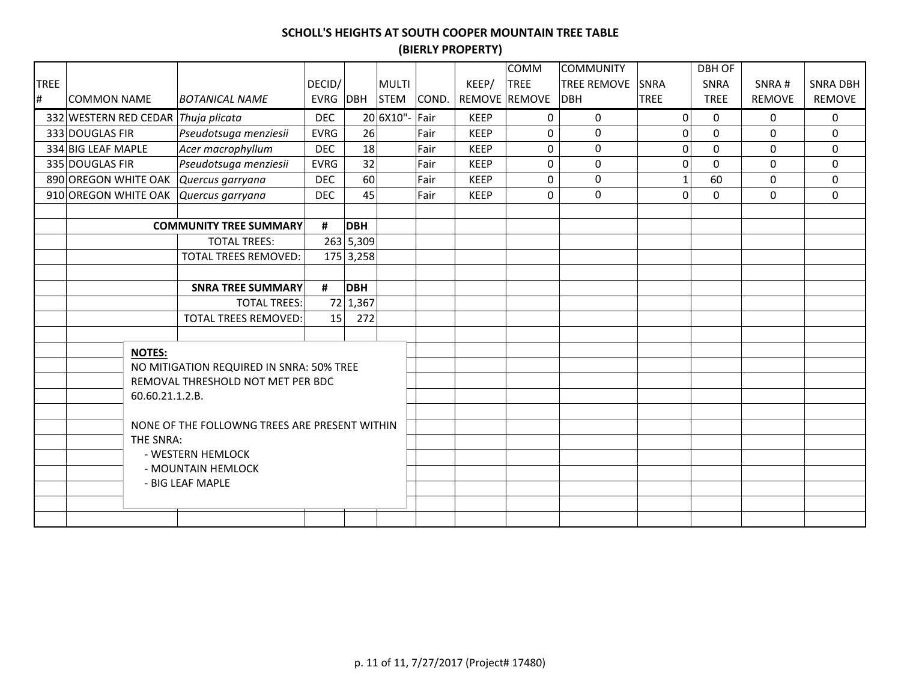**SCHOLL'S HEIGHTS AT SOUTH COOPER MOUNTAIN TREE TABLE**
**(BIERLY PROPERTY)**

| TREE # | COMMON NAME | BOTANICAL NAME | DECID/ EVRG | DBH | MULTI STEM | COND. | KEEP/ REMOVE | COMM TREE REMOVE | COMMUNITY TREE REMOVE DBH | SNRA TREE | DBH OF SNRA TREE | SNRA # REMOVE | SNRA DBH REMOVE |
|---|---|---|---|---|---|---|---|---|---|---|---|---|---|
| 332 | WESTERN RED CEDAR | *Thuja plicata* | DEC | 20 | 6X10"- | Fair | KEEP | 0 | 0 | 0 | 0 | 0 | 0 |
| 333 | DOUGLAS FIR | *Pseudotsuga menziesii* | EVRG | 26 | | Fair | KEEP | 0 | 0 | 0 | 0 | 0 | 0 |
| 334 | BIG LEAF MAPLE | *Acer macrophyllum* | DEC | 18 | | Fair | KEEP | 0 | 0 | 0 | 0 | 0 | 0 |
| 335 | DOUGLAS FIR | *Pseudotsuga menziesii* | EVRG | 32 | | Fair | KEEP | 0 | 0 | 0 | 0 | 0 | 0 |
| 890 | OREGON WHITE OAK | *Quercus garryana* | DEC | 60 | | Fair | KEEP | 0 | 0 | 1 | 60 | 0 | 0 |
| 910 | OREGON WHITE OAK | *Quercus garryana* | DEC | 45 | | Fair | KEEP | 0 | 0 | 0 | 0 | 0 | 0 |

| COMMUNITY TREE SUMMARY | # | DBH |
|---|---|---|
| TOTAL TREES: | 263 | 5,309 |
| TOTAL TREES REMOVED: | 175 | 3,258 |

| SNRA TREE SUMMARY | # | DBH |
|---|---|---|
| TOTAL TREES: | 72 | 1,367 |
| TOTAL TREES REMOVED: | 15 | 272 |

**NOTES:**

NO MITIGATION REQUIRED IN SNRA: 50% TREE REMOVAL THRESHOLD NOT MET PER BDC 60.60.21.1.2.B.

NONE OF THE FOLLOWNG TREES ARE PRESENT WITHIN THE SNRA:

- WESTERN HEMLOCK
- MOUNTAIN HEMLOCK
- BIG LEAF MAPLE

p. 11 of 11, 7/27/2017 (Project# 17480)